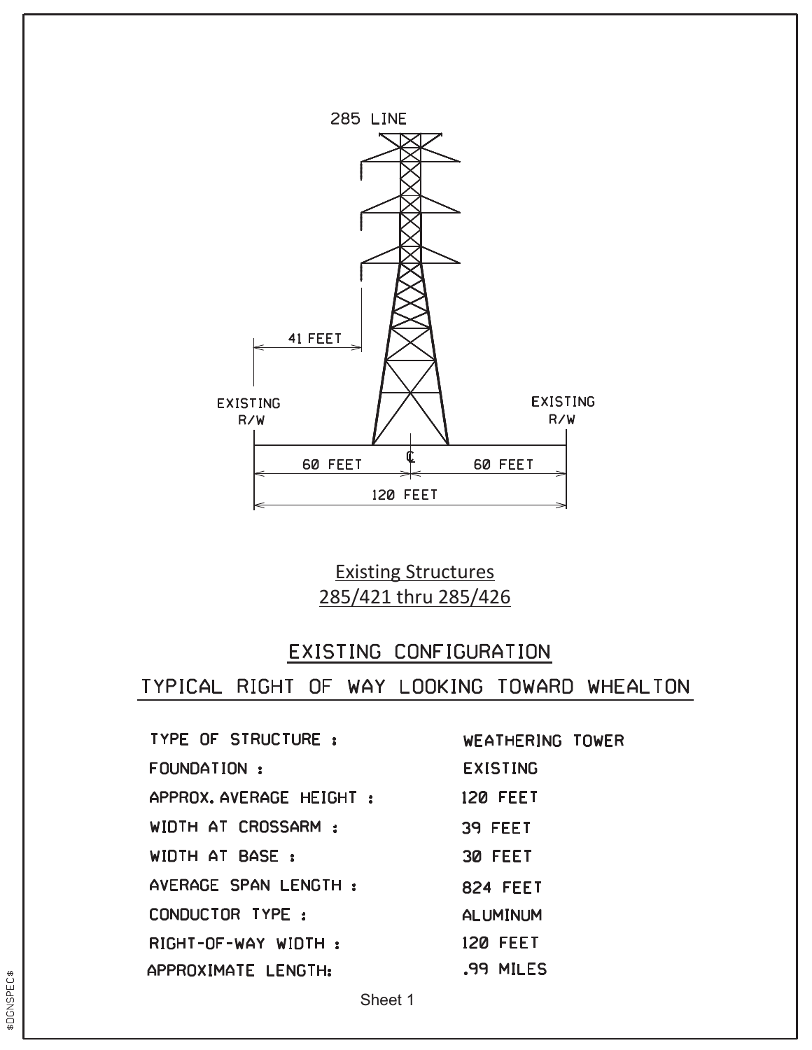285 LINE

41 FEET

EXISTING R/W

EXISTING R/W

60 FEET

60 FEET

120 FEET

Existing Structures
285/421 thru 285/426

## EXISTING CONFIGURATION

## TYPICAL RIGHT OF WAY LOOKING TOWARD WHEALTON

| | |
|---|---|
| TYPE OF STRUCTURE : | WEATHERING TOWER |
| FOUNDATION : | EXISTING |
| APPROX. AVERAGE HEIGHT : | 120 FEET |
| WIDTH AT CROSSARM : | 39 FEET |
| WIDTH AT BASE : | 30 FEET |
| AVERAGE SPAN LENGTH : | 824 FEET |
| CONDUCTOR TYPE : | ALUMINUM |
| RIGHT-OF-WAY WIDTH : | 120 FEET |
| APPROXIMATE LENGTH: | .99 MILES |

Sheet 1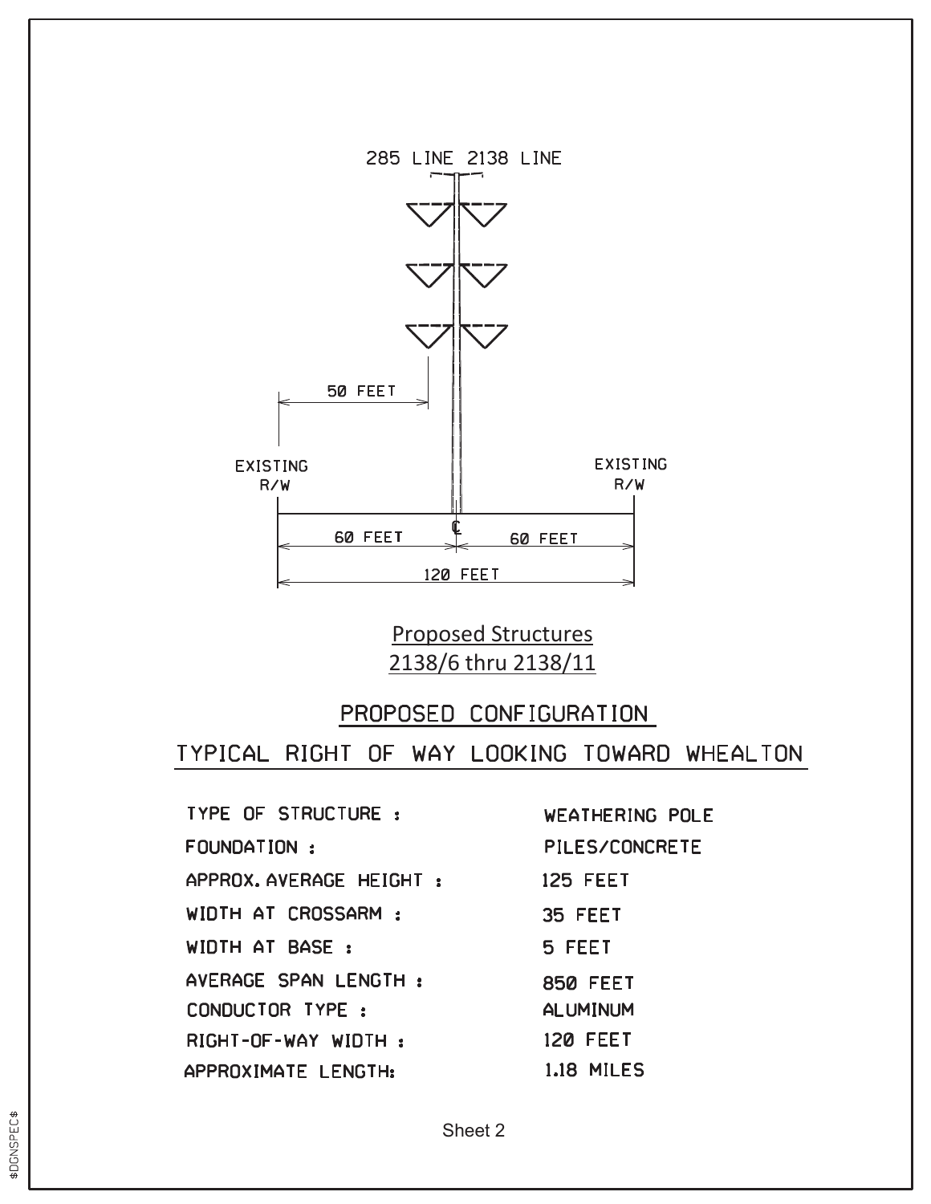285 LINE 2138 LINE

50 FEET

EXISTING R/W

EXISTING R/W

60 FEET

60 FEET

120 FEET

Proposed Structures
2138/6 thru 2138/11

## PROPOSED CONFIGURATION

## TYPICAL RIGHT OF WAY LOOKING TOWARD WHEALTON

| | |
|---|---|
| TYPE OF STRUCTURE : | WEATHERING POLE |
| FOUNDATION : | PILES/CONCRETE |
| APPROX. AVERAGE HEIGHT : | 125 FEET |
| WIDTH AT CROSSARM : | 35 FEET |
| WIDTH AT BASE : | 5 FEET |
| AVERAGE SPAN LENGTH : | 850 FEET |
| CONDUCTOR TYPE : | ALUMINUM |
| RIGHT-OF-WAY WIDTH : | 120 FEET |
| APPROXIMATE LENGTH: | 1.18 MILES |

Sheet 2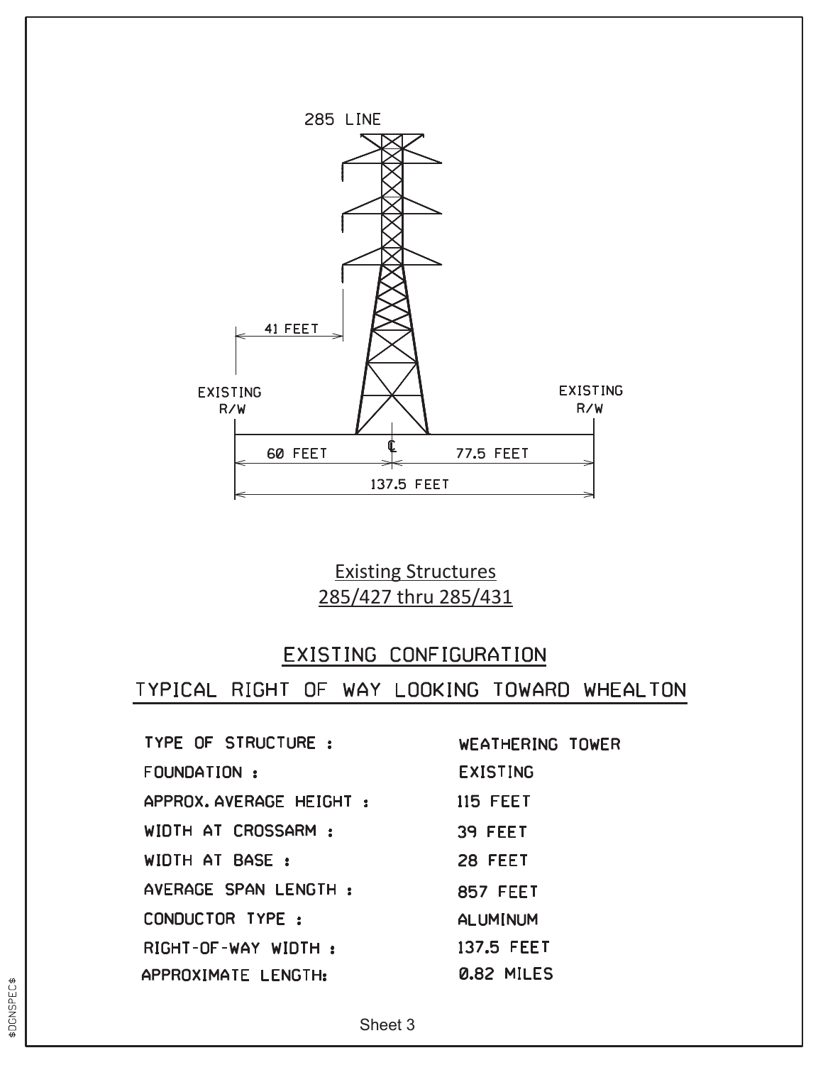285 LINE

41 FEET

EXISTING R/W

EXISTING R/W

60 FEET

℄

77.5 FEET

137.5 FEET

Existing Structures
285/427 thru 285/431

## EXISTING CONFIGURATION

## TYPICAL RIGHT OF WAY LOOKING TOWARD WHEALTON

| | |
|---|---|
| TYPE OF STRUCTURE : | WEATHERING TOWER |
| FOUNDATION : | EXISTING |
| APPROX. AVERAGE HEIGHT : | 115 FEET |
| WIDTH AT CROSSARM : | 39 FEET |
| WIDTH AT BASE : | 28 FEET |
| AVERAGE SPAN LENGTH : | 857 FEET |
| CONDUCTOR TYPE : | ALUMINUM |
| RIGHT-OF-WAY WIDTH : | 137.5 FEET |
| APPROXIMATE LENGTH: | 0.82 MILES |

Sheet 3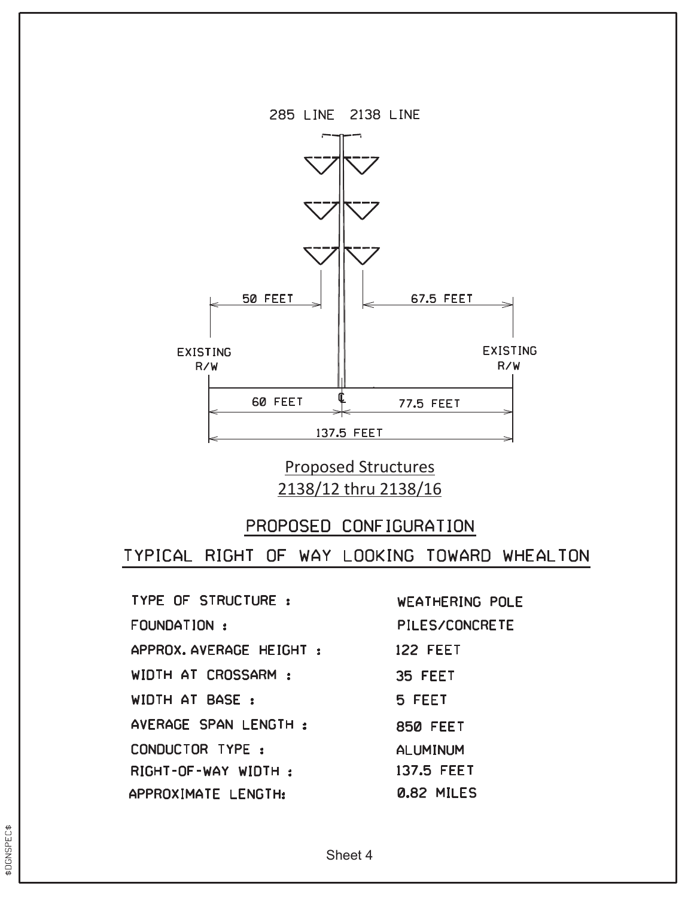285 LINE 2138 LINE

50 FEET

67.5 FEET

EXISTING R/W

EXISTING R/W

60 FEET

℄

77.5 FEET

137.5 FEET

Proposed Structures
2138/12 thru 2138/16

## PROPOSED CONFIGURATION

## TYPICAL RIGHT OF WAY LOOKING TOWARD WHEALTON

| | |
|---|---|
| TYPE OF STRUCTURE : | WEATHERING POLE |
| FOUNDATION : | PILES/CONCRETE |
| APPROX. AVERAGE HEIGHT : | 122 FEET |
| WIDTH AT CROSSARM : | 35 FEET |
| WIDTH AT BASE : | 5 FEET |
| AVERAGE SPAN LENGTH : | 850 FEET |
| CONDUCTOR TYPE : | ALUMINUM |
| RIGHT-OF-WAY WIDTH : | 137.5 FEET |
| APPROXIMATE LENGTH: | 0.82 MILES |

Sheet 4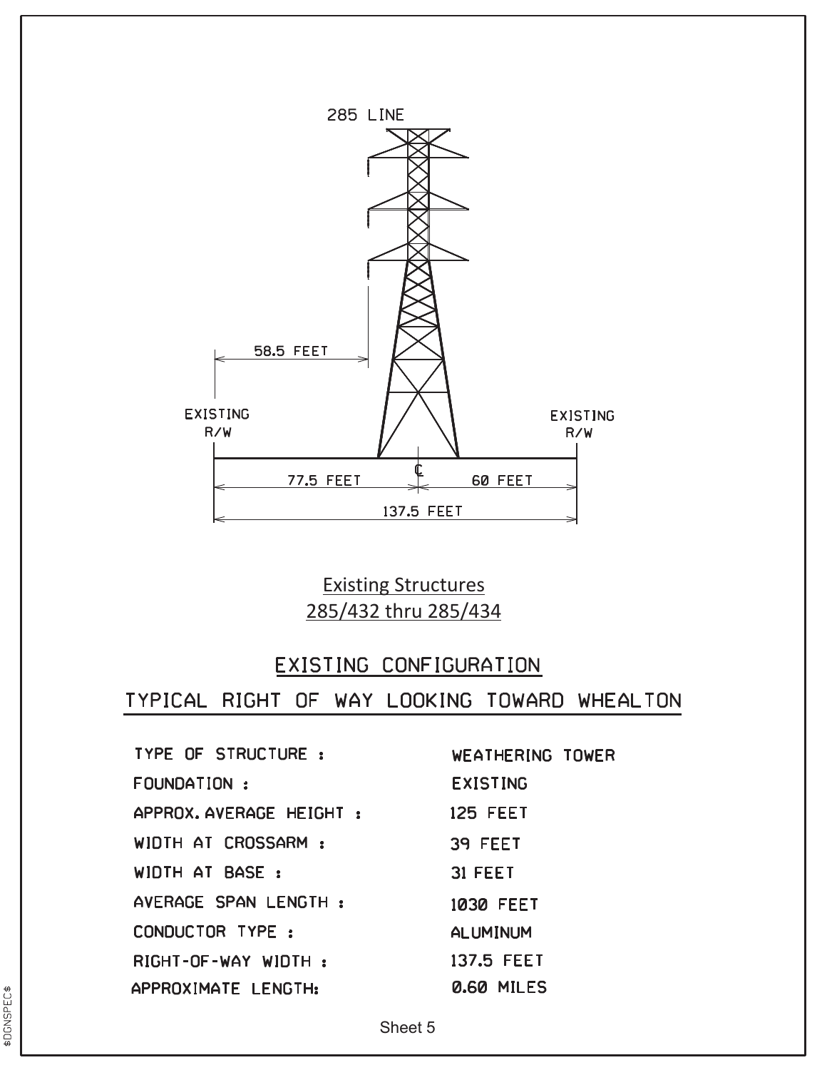285 LINE

58.5 FEET

EXISTING R/W

EXISTING R/W

77.5 FEET

60 FEET

137.5 FEET

Existing Structures
285/432 thru 285/434

## EXISTING CONFIGURATION

## TYPICAL RIGHT OF WAY LOOKING TOWARD WHEALTON

| | |
|---|---|
| TYPE OF STRUCTURE : | WEATHERING TOWER |
| FOUNDATION : | EXISTING |
| APPROX. AVERAGE HEIGHT : | 125 FEET |
| WIDTH AT CROSSARM : | 39 FEET |
| WIDTH AT BASE : | 31 FEET |
| AVERAGE SPAN LENGTH : | 1030 FEET |
| CONDUCTOR TYPE : | ALUMINUM |
| RIGHT-OF-WAY WIDTH : | 137.5 FEET |
| APPROXIMATE LENGTH: | 0.60 MILES |

Sheet 5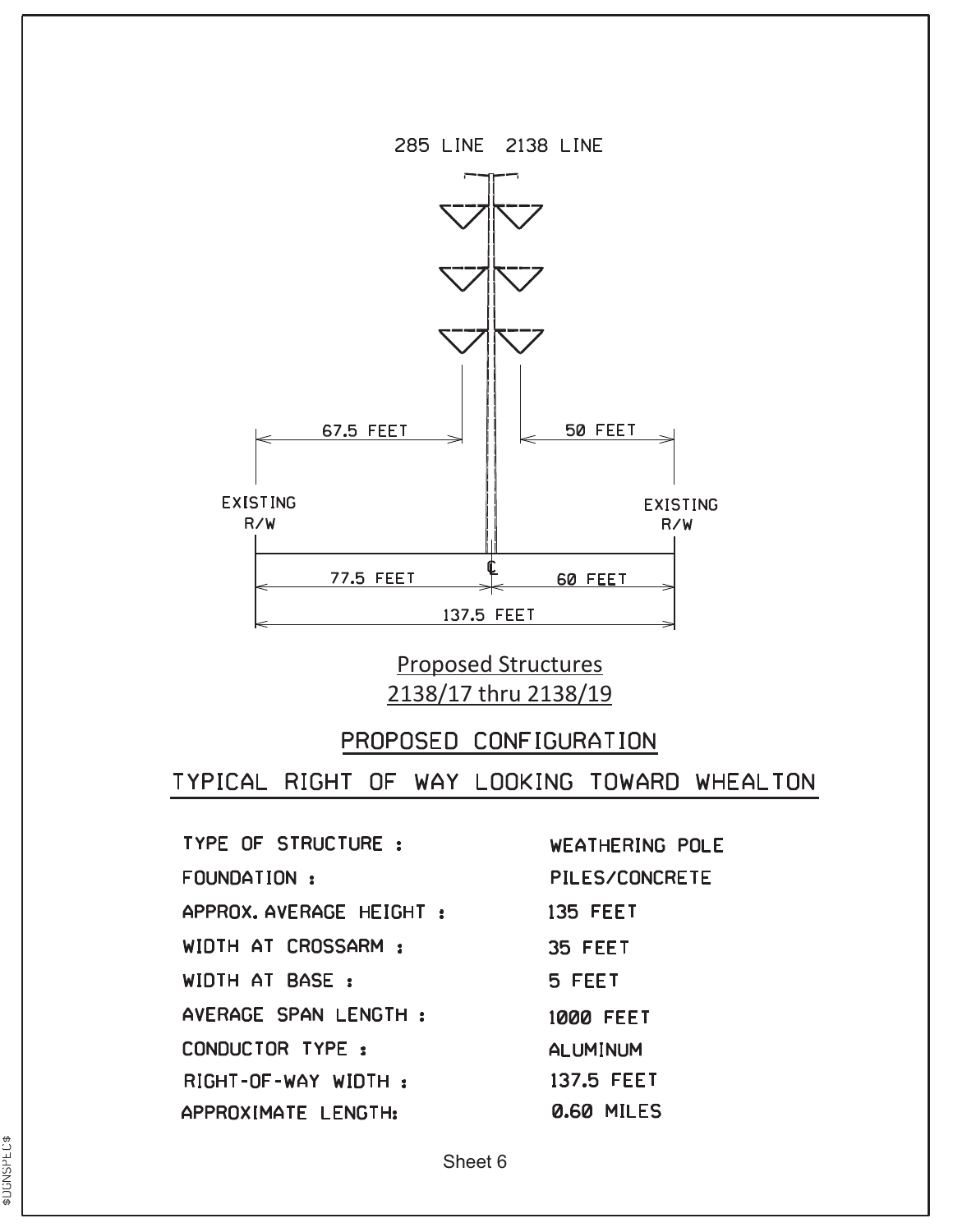285 LINE 2138 LINE

67.5 FEET

50 FEET

EXISTING R/W

EXISTING R/W

77.5 FEET

℄

60 FEET

137.5 FEET

Proposed Structures
2138/17 thru 2138/19

## PROPOSED CONFIGURATION

## TYPICAL RIGHT OF WAY LOOKING TOWARD WHEALTON

| | |
|---|---|
| TYPE OF STRUCTURE : | WEATHERING POLE |
| FOUNDATION : | PILES/CONCRETE |
| APPROX. AVERAGE HEIGHT : | 135 FEET |
| WIDTH AT CROSSARM : | 35 FEET |
| WIDTH AT BASE : | 5 FEET |
| AVERAGE SPAN LENGTH : | 1000 FEET |
| CONDUCTOR TYPE : | ALUMINUM |
| RIGHT-OF-WAY WIDTH : | 137.5 FEET |
| APPROXIMATE LENGTH: | 0.60 MILES |

Sheet 6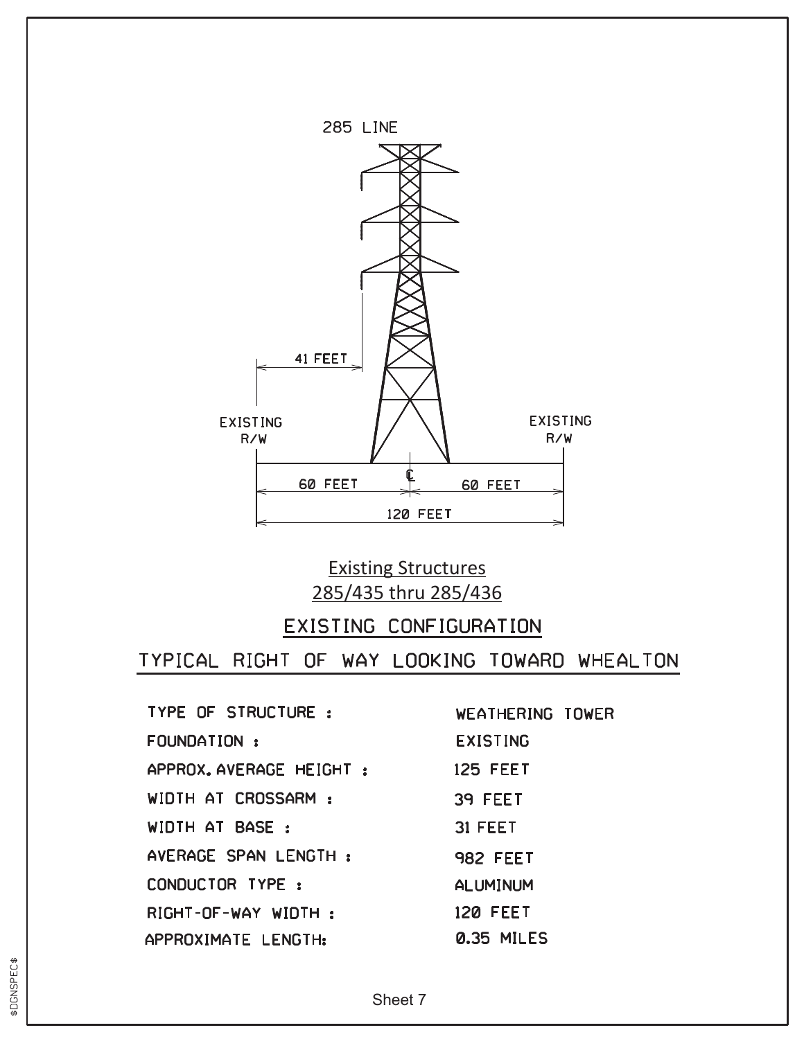285 LINE

41 FEET

EXISTING R/W

EXISTING R/W

60 FEET

60 FEET

120 FEET

Existing Structures
285/435 thru 285/436

## EXISTING CONFIGURATION

## TYPICAL RIGHT OF WAY LOOKING TOWARD WHEALTON

| | |
|---|---|
| TYPE OF STRUCTURE : | WEATHERING TOWER |
| FOUNDATION : | EXISTING |
| APPROX. AVERAGE HEIGHT : | 125 FEET |
| WIDTH AT CROSSARM : | 39 FEET |
| WIDTH AT BASE : | 31 FEET |
| AVERAGE SPAN LENGTH : | 982 FEET |
| CONDUCTOR TYPE : | ALUMINUM |
| RIGHT-OF-WAY WIDTH : | 120 FEET |
| APPROXIMATE LENGTH: | 0.35 MILES |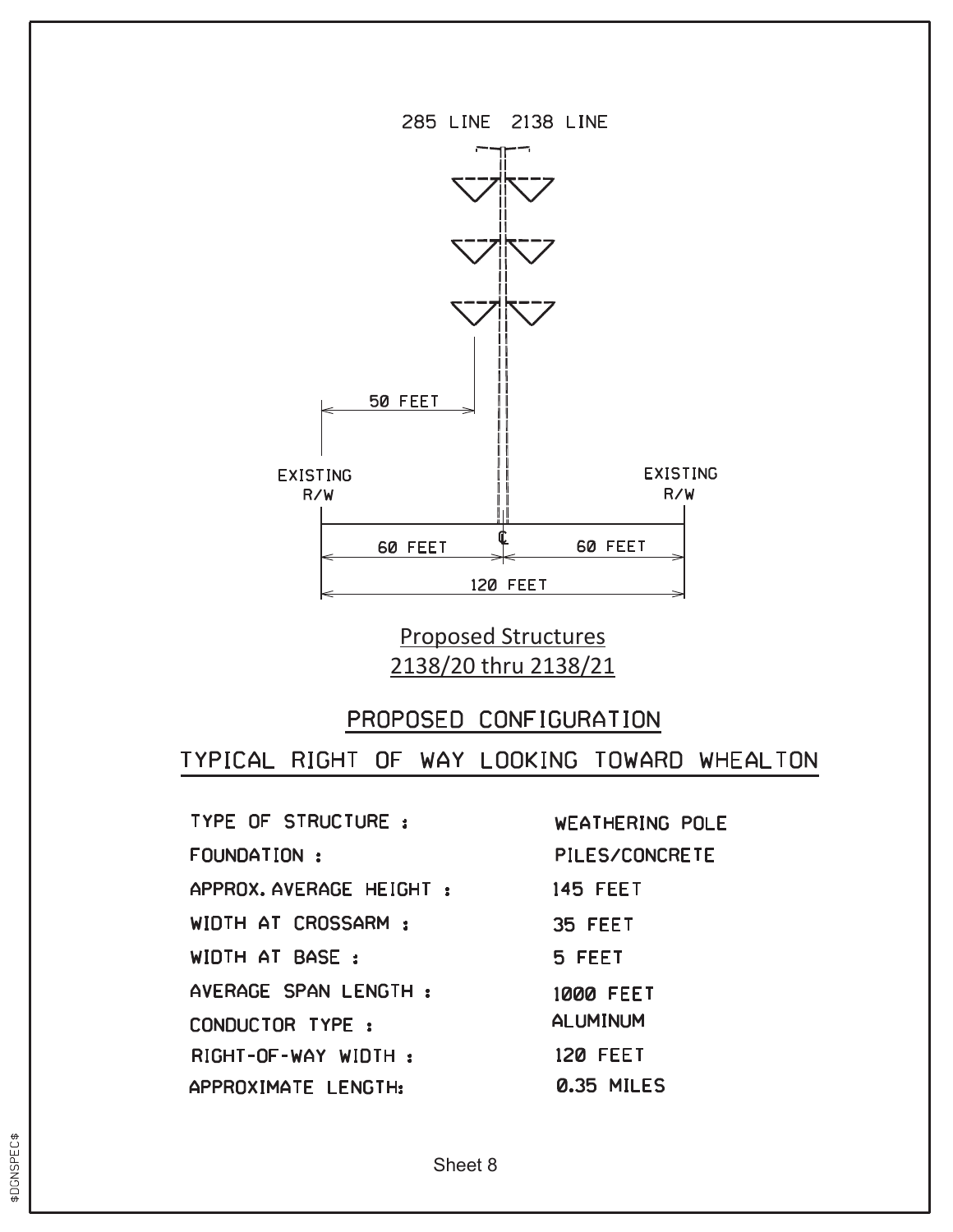285 LINE 2138 LINE

50 FEET

EXISTING R/W

EXISTING R/W

60 FEET

℄

60 FEET

120 FEET

Proposed Structures
2138/20 thru 2138/21

## PROPOSED CONFIGURATION

## TYPICAL RIGHT OF WAY LOOKING TOWARD WHEALTON

| | |
|---|---|
| TYPE OF STRUCTURE : | WEATHERING POLE |
| FOUNDATION : | PILES/CONCRETE |
| APPROX. AVERAGE HEIGHT : | 145 FEET |
| WIDTH AT CROSSARM : | 35 FEET |
| WIDTH AT BASE : | 5 FEET |
| AVERAGE SPAN LENGTH : | 1000 FEET |
| CONDUCTOR TYPE : | ALUMINUM |
| RIGHT-OF-WAY WIDTH : | 120 FEET |
| APPROXIMATE LENGTH: | 0.35 MILES |

Sheet 8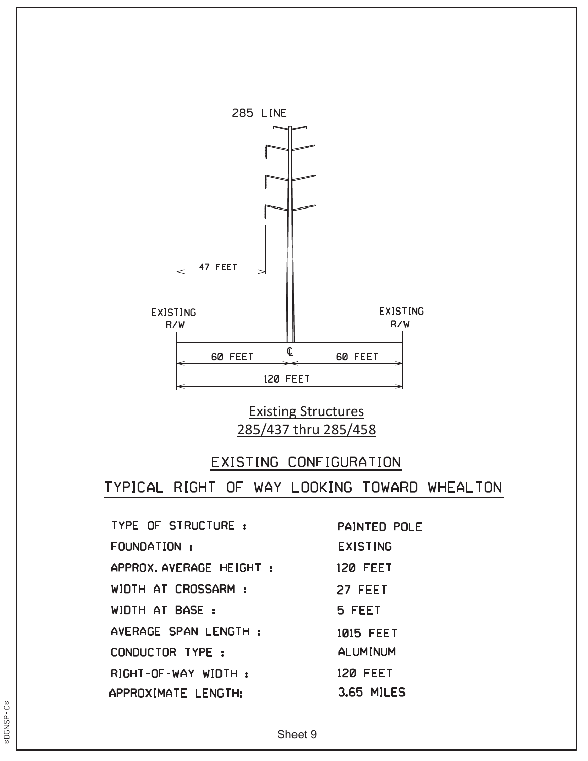285 LINE

47 FEET

EXISTING R/W

EXISTING R/W

60 FEET

60 FEET

120 FEET

Existing Structures
285/437 thru 285/458

## EXISTING CONFIGURATION

## TYPICAL RIGHT OF WAY LOOKING TOWARD WHEALTON

| | |
|---|---|
| TYPE OF STRUCTURE : | PAINTED POLE |
| FOUNDATION : | EXISTING |
| APPROX. AVERAGE HEIGHT : | 120 FEET |
| WIDTH AT CROSSARM : | 27 FEET |
| WIDTH AT BASE : | 5 FEET |
| AVERAGE SPAN LENGTH : | 1015 FEET |
| CONDUCTOR TYPE : | ALUMINUM |
| RIGHT-OF-WAY WIDTH : | 120 FEET |
| APPROXIMATE LENGTH: | 3.65 MILES |

Sheet 9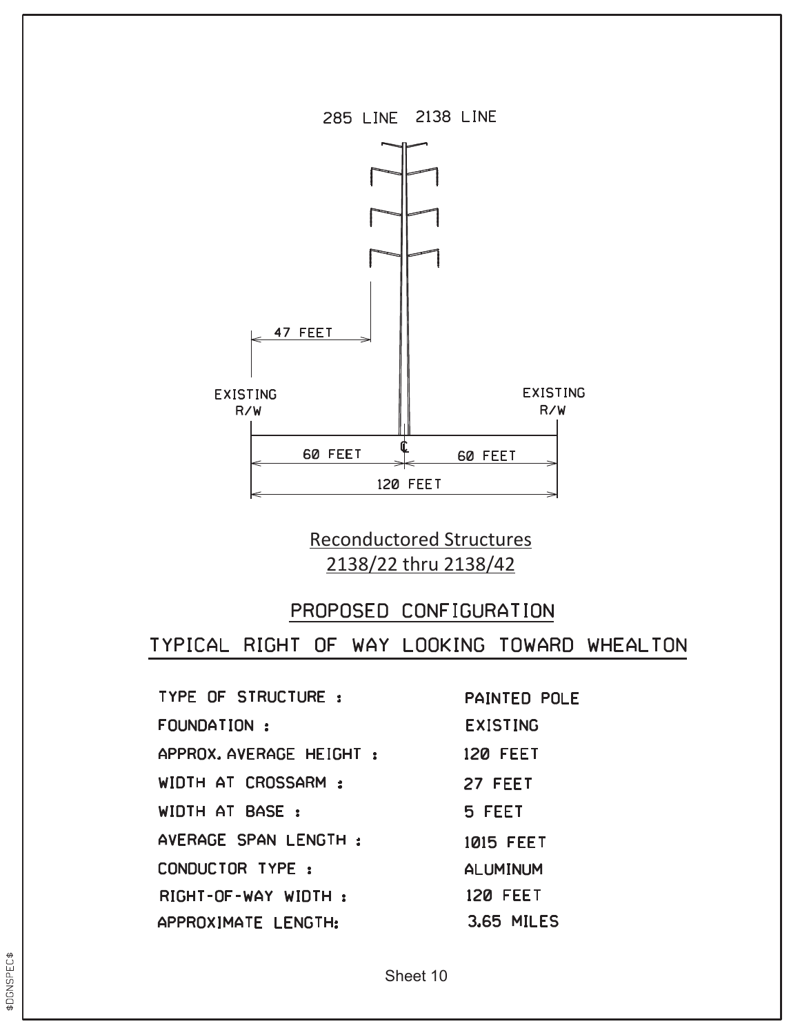285 LINE 2138 LINE

47 FEET

EXISTING R/W

EXISTING R/W

60 FEET

60 FEET

120 FEET

Reconductored Structures
2138/22 thru 2138/42

## PROPOSED CONFIGURATION

## TYPICAL RIGHT OF WAY LOOKING TOWARD WHEALTON

| | |
|---|---|
| TYPE OF STRUCTURE : | PAINTED POLE |
| FOUNDATION : | EXISTING |
| APPROX. AVERAGE HEIGHT : | 120 FEET |
| WIDTH AT CROSSARM : | 27 FEET |
| WIDTH AT BASE : | 5 FEET |
| AVERAGE SPAN LENGTH : | 1015 FEET |
| CONDUCTOR TYPE : | ALUMINUM |
| RIGHT-OF-WAY WIDTH : | 120 FEET |
| APPROXIMATE LENGTH: | 3.65 MILES |

Sheet 10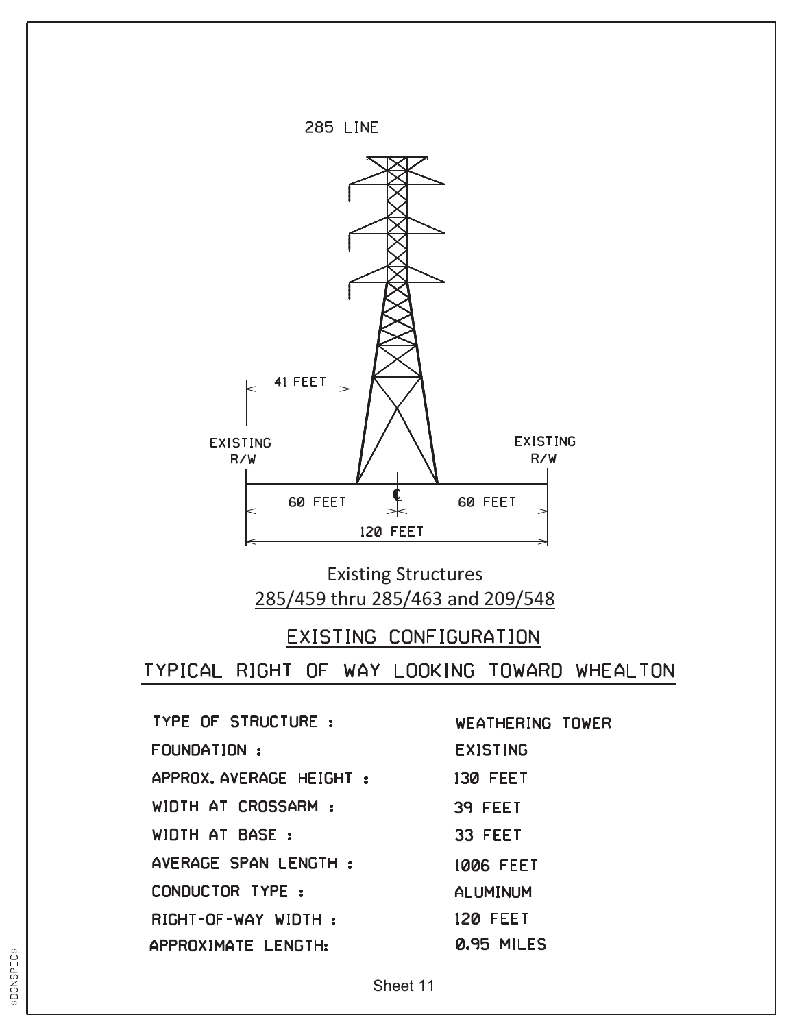285 LINE

41 FEET

EXISTING R/W

EXISTING R/W

60 FEET

60 FEET

120 FEET

Existing Structures
285/459 thru 285/463 and 209/548

## EXISTING CONFIGURATION

## TYPICAL RIGHT OF WAY LOOKING TOWARD WHEALTON

| | |
|---|---|
| TYPE OF STRUCTURE : | WEATHERING TOWER |
| FOUNDATION : | EXISTING |
| APPROX. AVERAGE HEIGHT : | 130 FEET |
| WIDTH AT CROSSARM : | 39 FEET |
| WIDTH AT BASE : | 33 FEET |
| AVERAGE SPAN LENGTH : | 1006 FEET |
| CONDUCTOR TYPE : | ALUMINUM |
| RIGHT-OF-WAY WIDTH : | 120 FEET |
| APPROXIMATE LENGTH: | 0.95 MILES |

Sheet 11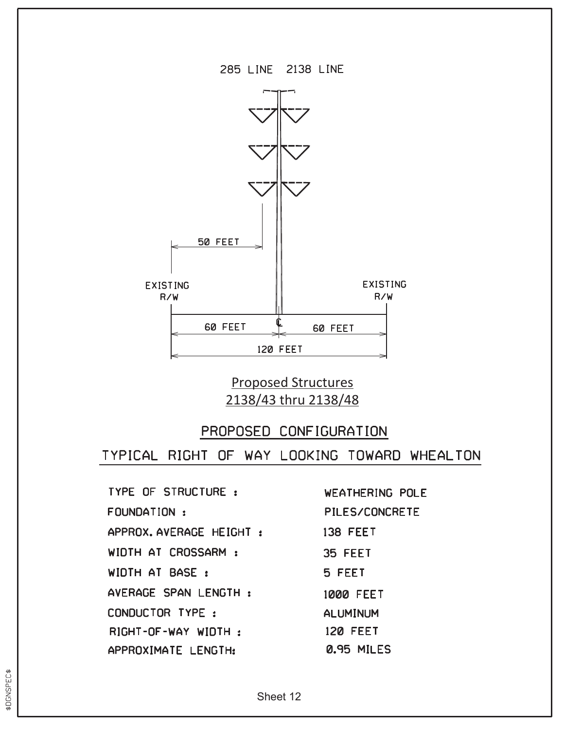285 LINE 2138 LINE

50 FEET

EXISTING R/W

EXISTING R/W

60 FEET

℄

60 FEET

120 FEET

Proposed Structures
2138/43 thru 2138/48

## PROPOSED CONFIGURATION

## TYPICAL RIGHT OF WAY LOOKING TOWARD WHEALTON

| | |
|---|---|
| TYPE OF STRUCTURE : | WEATHERING POLE |
| FOUNDATION : | PILES/CONCRETE |
| APPROX. AVERAGE HEIGHT : | 138 FEET |
| WIDTH AT CROSSARM : | 35 FEET |
| WIDTH AT BASE : | 5 FEET |
| AVERAGE SPAN LENGTH : | 1000 FEET |
| CONDUCTOR TYPE : | ALUMINUM |
| RIGHT-OF-WAY WIDTH : | 120 FEET |
| APPROXIMATE LENGTH: | 0.95 MILES |

Sheet 12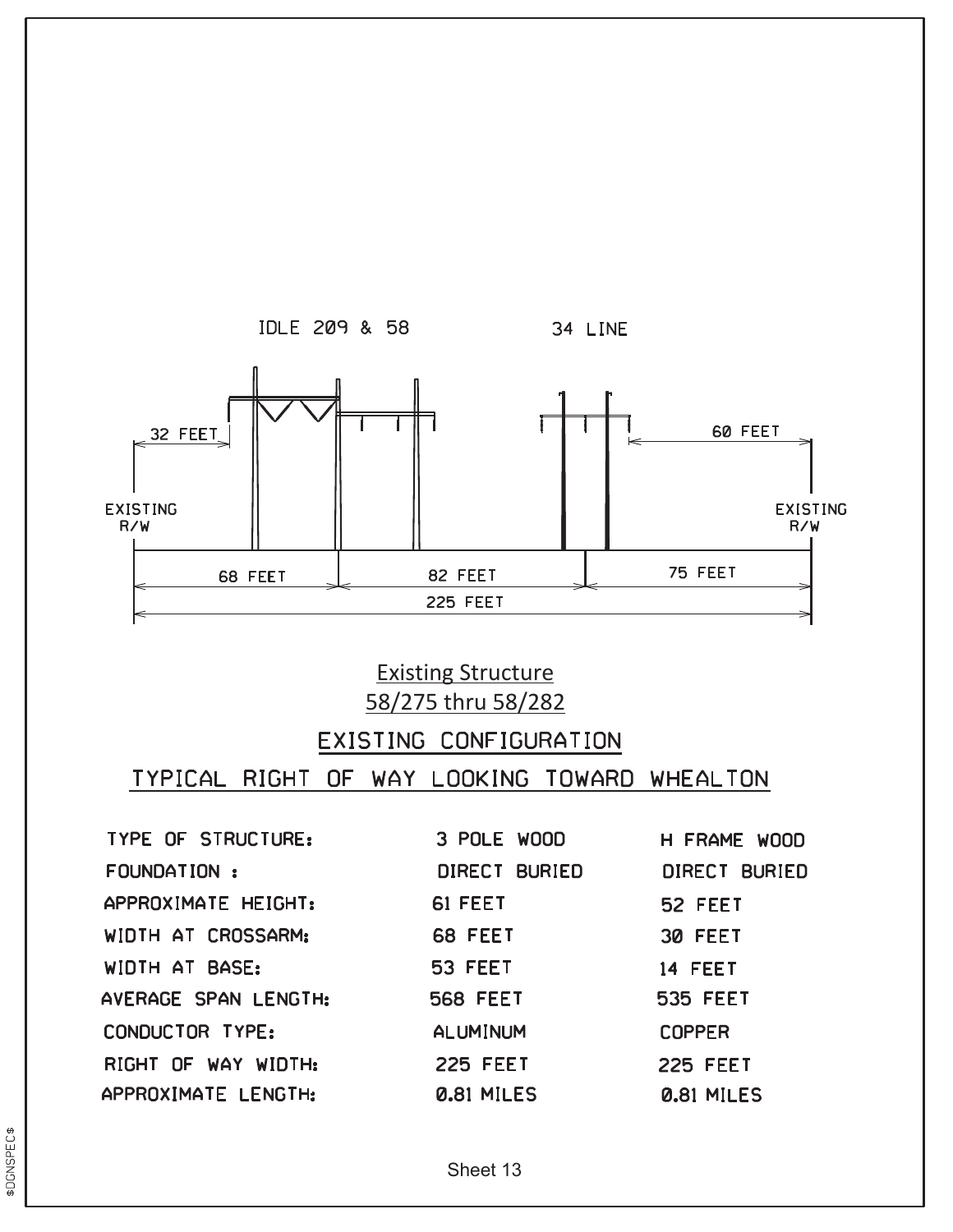IDLE 209 & 58

34 LINE

32 FEET

60 FEET

EXISTING R/W

EXISTING R/W

68 FEET

82 FEET

75 FEET

225 FEET

Existing Structure
58/275 thru 58/282

## EXISTING CONFIGURATION

## TYPICAL RIGHT OF WAY LOOKING TOWARD WHEALTON

| | | |
|---|---|---|
| TYPE OF STRUCTURE: | 3 POLE WOOD | H FRAME WOOD |
| FOUNDATION : | DIRECT BURIED | DIRECT BURIED |
| APPROXIMATE HEIGHT: | 61 FEET | 52 FEET |
| WIDTH AT CROSSARM: | 68 FEET | 30 FEET |
| WIDTH AT BASE: | 53 FEET | 14 FEET |
| AVERAGE SPAN LENGTH: | 568 FEET | 535 FEET |
| CONDUCTOR TYPE: | ALUMINUM | COPPER |
| RIGHT OF WAY WIDTH: | 225 FEET | 225 FEET |
| APPROXIMATE LENGTH: | 0.81 MILES | 0.81 MILES |

Sheet 13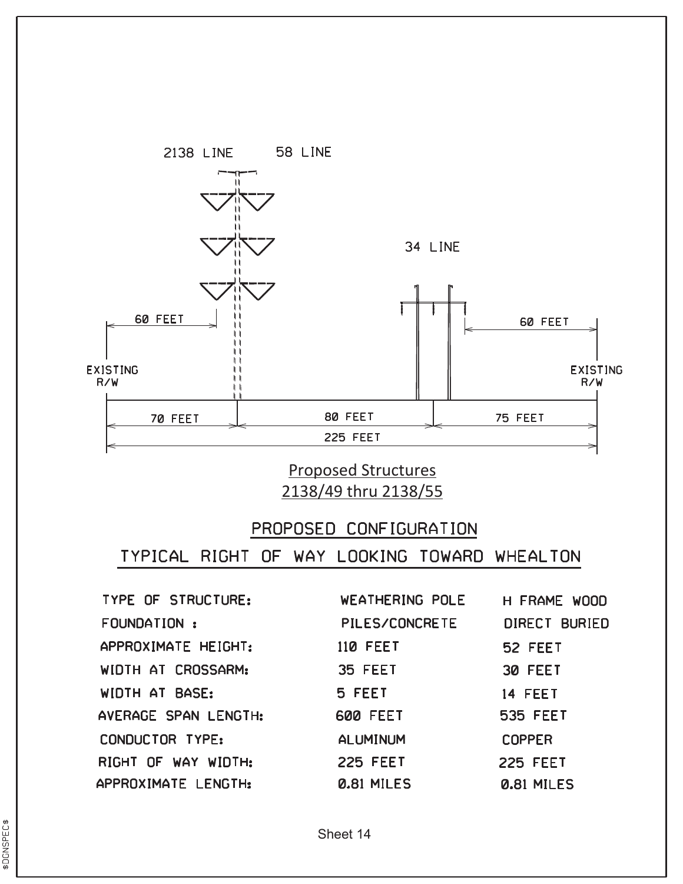2138 LINE 58 LINE

34 LINE

60 FEET

60 FEET

EXISTING R/W

EXISTING R/W

70 FEET 80 FEET 75 FEET

225 FEET

Proposed Structures
2138/49 thru 2138/55

## PROPOSED CONFIGURATION

## TYPICAL RIGHT OF WAY LOOKING TOWARD WHEALTON

| | | |
|---|---|---|
| TYPE OF STRUCTURE: | WEATHERING POLE | H FRAME WOOD |
| FOUNDATION : | PILES/CONCRETE | DIRECT BURIED |
| APPROXIMATE HEIGHT: | 110 FEET | 52 FEET |
| WIDTH AT CROSSARM: | 35 FEET | 30 FEET |
| WIDTH AT BASE: | 5 FEET | 14 FEET |
| AVERAGE SPAN LENGTH: | 600 FEET | 535 FEET |
| CONDUCTOR TYPE: | ALUMINUM | COPPER |
| RIGHT OF WAY WIDTH: | 225 FEET | 225 FEET |
| APPROXIMATE LENGTH: | 0.81 MILES | 0.81 MILES |

Sheet 14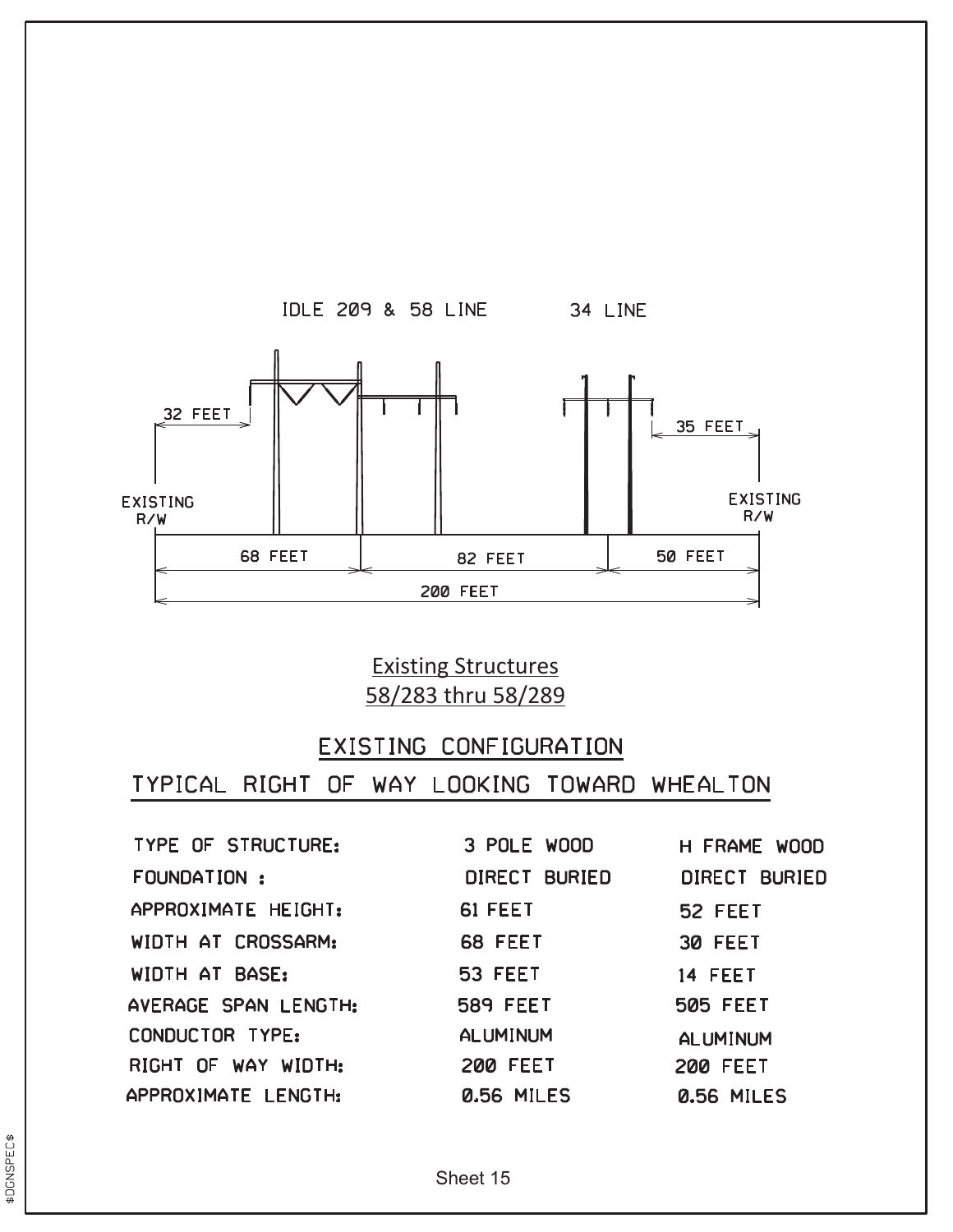IDLE 209 & 58 LINE

34 LINE

32 FEET

35 FEET

EXISTING R/W

EXISTING R/W

68 FEET

82 FEET

50 FEET

200 FEET

Existing Structures
58/283 thru 58/289

## EXISTING CONFIGURATION

## TYPICAL RIGHT OF WAY LOOKING TOWARD WHEALTON

| | | |
|---|---|---|
| TYPE OF STRUCTURE: | 3 POLE WOOD | H FRAME WOOD |
| FOUNDATION : | DIRECT BURIED | DIRECT BURIED |
| APPROXIMATE HEIGHT: | 61 FEET | 52 FEET |
| WIDTH AT CROSSARM: | 68 FEET | 30 FEET |
| WIDTH AT BASE: | 53 FEET | 14 FEET |
| AVERAGE SPAN LENGTH: | 589 FEET | 505 FEET |
| CONDUCTOR TYPE: | ALUMINUM | ALUMINUM |
| RIGHT OF WAY WIDTH: | 200 FEET | 200 FEET |
| APPROXIMATE LENGTH: | 0.56 MILES | 0.56 MILES |

Sheet 15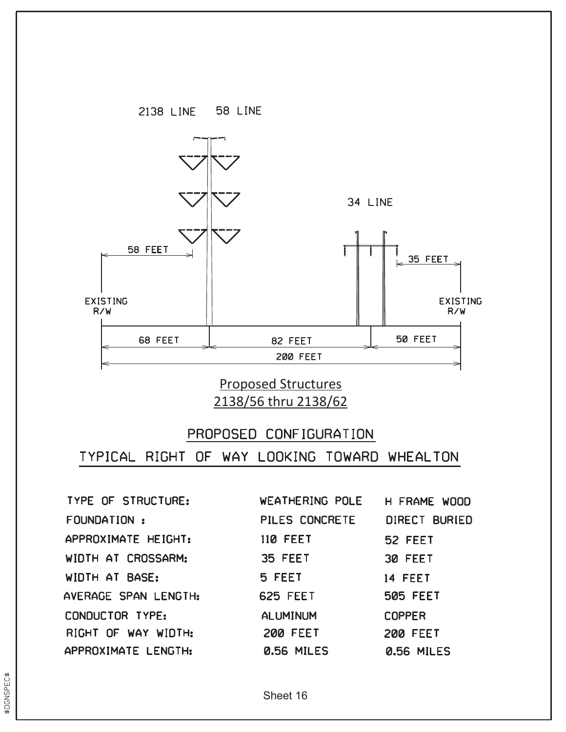2138 LINE 58 LINE

34 LINE

58 FEET

35 FEET

EXISTING R/W

EXISTING R/W

68 FEET

82 FEET

50 FEET

200 FEET

Proposed Structures
2138/56 thru 2138/62

## PROPOSED CONFIGURATION

## TYPICAL RIGHT OF WAY LOOKING TOWARD WHEALTON

| | | |
|---|---|---|
| TYPE OF STRUCTURE: | WEATHERING POLE | H FRAME WOOD |
| FOUNDATION : | PILES CONCRETE | DIRECT BURIED |
| APPROXIMATE HEIGHT: | 110 FEET | 52 FEET |
| WIDTH AT CROSSARM: | 35 FEET | 30 FEET |
| WIDTH AT BASE: | 5 FEET | 14 FEET |
| AVERAGE SPAN LENGTH: | 625 FEET | 505 FEET |
| CONDUCTOR TYPE: | ALUMINUM | COPPER |
| RIGHT OF WAY WIDTH: | 200 FEET | 200 FEET |
| APPROXIMATE LENGTH: | 0.56 MILES | 0.56 MILES |

Sheet 16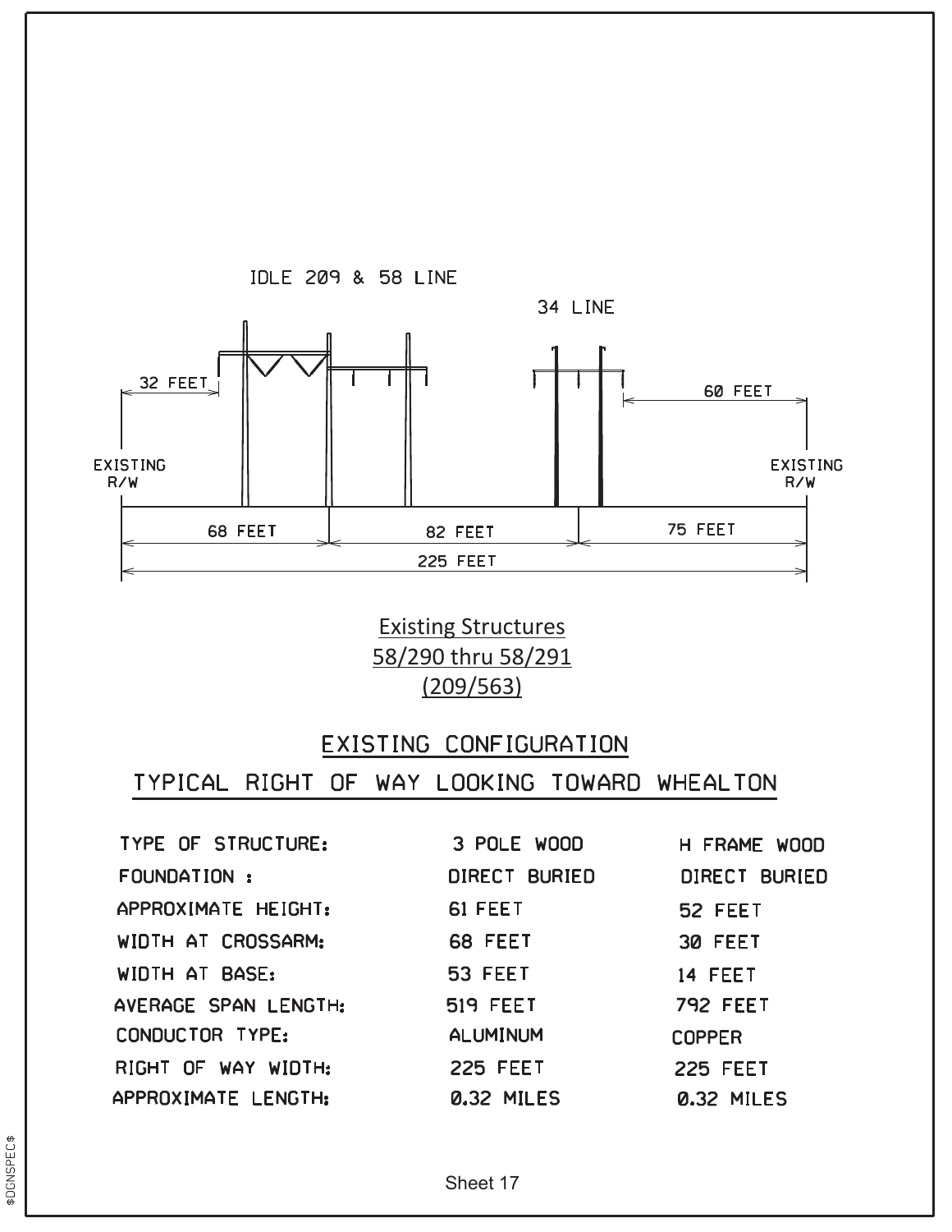IDLE 209 & 58 LINE

34 LINE

32 FEET

60 FEET

EXISTING R/W

EXISTING R/W

68 FEET

82 FEET

75 FEET

225 FEET

Existing Structures
58/290 thru 58/291
(209/563)

## EXISTING CONFIGURATION

## TYPICAL RIGHT OF WAY LOOKING TOWARD WHEALTON

| | | |
|---|---|---|
| TYPE OF STRUCTURE: | 3 POLE WOOD | H FRAME WOOD |
| FOUNDATION : | DIRECT BURIED | DIRECT BURIED |
| APPROXIMATE HEIGHT: | 61 FEET | 52 FEET |
| WIDTH AT CROSSARM: | 68 FEET | 30 FEET |
| WIDTH AT BASE: | 53 FEET | 14 FEET |
| AVERAGE SPAN LENGTH: | 519 FEET | 792 FEET |
| CONDUCTOR TYPE: | ALUMINUM | COPPER |
| RIGHT OF WAY WIDTH: | 225 FEET | 225 FEET |
| APPROXIMATE LENGTH: | 0.32 MILES | 0.32 MILES |

Sheet 17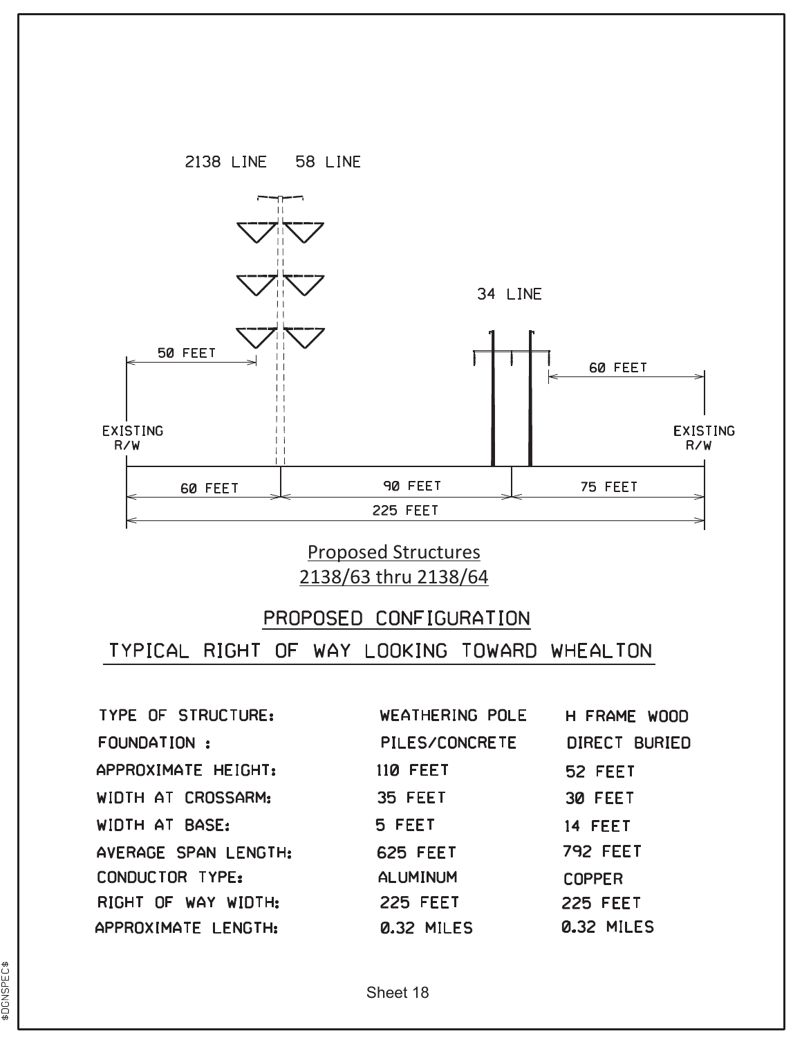2138 LINE 58 LINE

34 LINE

50 FEET

60 FEET

EXISTING R/W

EXISTING R/W

60 FEET | 90 FEET | 75 FEET

225 FEET

Proposed Structures
2138/63 thru 2138/64

## PROPOSED CONFIGURATION

## TYPICAL RIGHT OF WAY LOOKING TOWARD WHEALTON

| | | |
|---|---|---|
| TYPE OF STRUCTURE: | WEATHERING POLE | H FRAME WOOD |
| FOUNDATION : | PILES/CONCRETE | DIRECT BURIED |
| APPROXIMATE HEIGHT: | 110 FEET | 52 FEET |
| WIDTH AT CROSSARM: | 35 FEET | 30 FEET |
| WIDTH AT BASE: | 5 FEET | 14 FEET |
| AVERAGE SPAN LENGTH: | 625 FEET | 792 FEET |
| CONDUCTOR TYPE: | ALUMINUM | COPPER |
| RIGHT OF WAY WIDTH: | 225 FEET | 225 FEET |
| APPROXIMATE LENGTH: | 0.32 MILES | 0.32 MILES |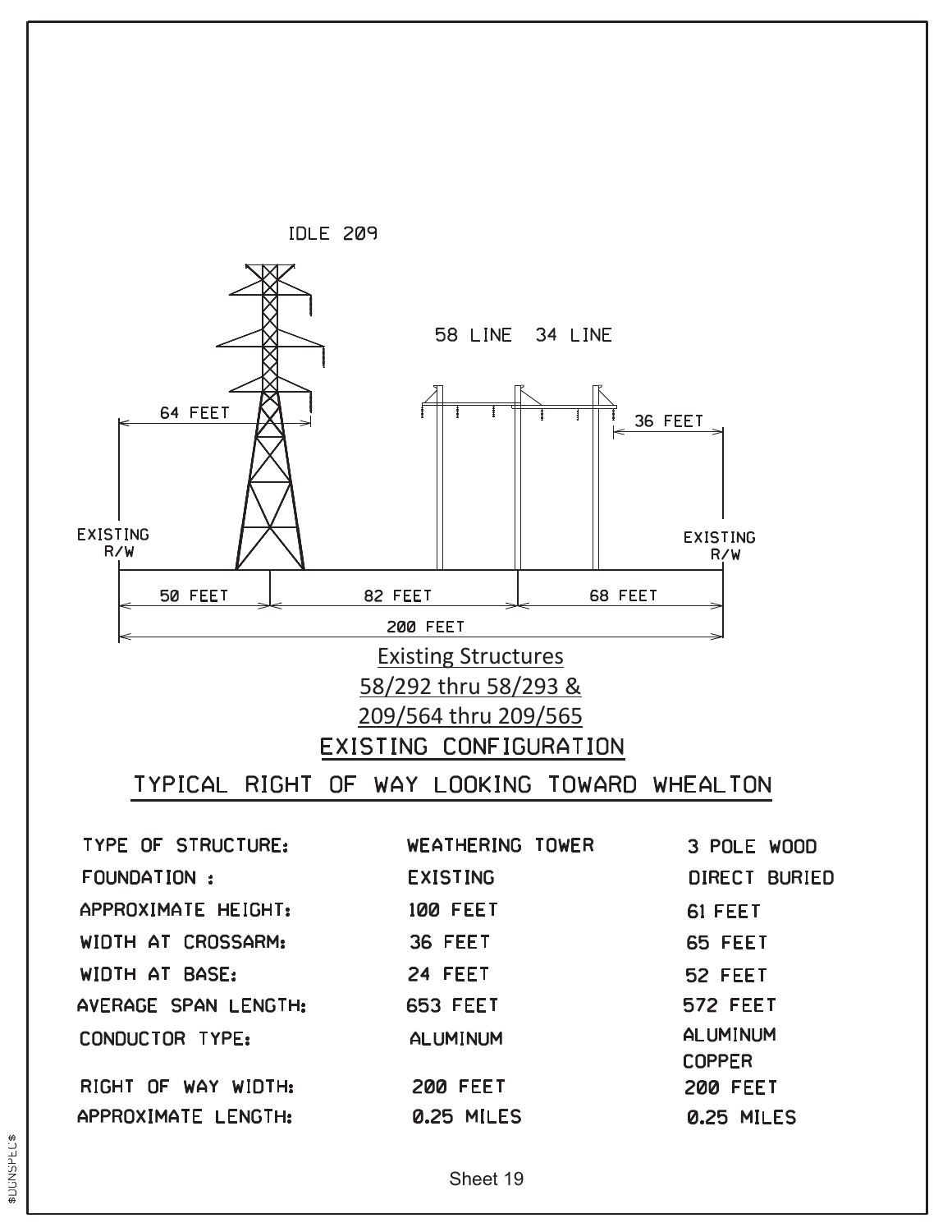IDLE 209

58 LINE 34 LINE

64 FEET

36 FEET

EXISTING R/W

EXISTING R/W

50 FEET | 82 FEET | 68 FEET

200 FEET

Existing Structures
58/292 thru 58/293 &
209/564 thru 209/565

## EXISTING CONFIGURATION

## TYPICAL RIGHT OF WAY LOOKING TOWARD WHEALTON

| | | |
|---|---|---|
| TYPE OF STRUCTURE: | WEATHERING TOWER | 3 POLE WOOD |
| FOUNDATION : | EXISTING | DIRECT BURIED |
| APPROXIMATE HEIGHT: | 100 FEET | 61 FEET |
| WIDTH AT CROSSARM: | 36 FEET | 65 FEET |
| WIDTH AT BASE: | 24 FEET | 52 FEET |
| AVERAGE SPAN LENGTH: | 653 FEET | 572 FEET |
| CONDUCTOR TYPE: | ALUMINUM | ALUMINUM COPPER |
| RIGHT OF WAY WIDTH: | 200 FEET | 200 FEET |
| APPROXIMATE LENGTH: | 0.25 MILES | 0.25 MILES |

Sheet 19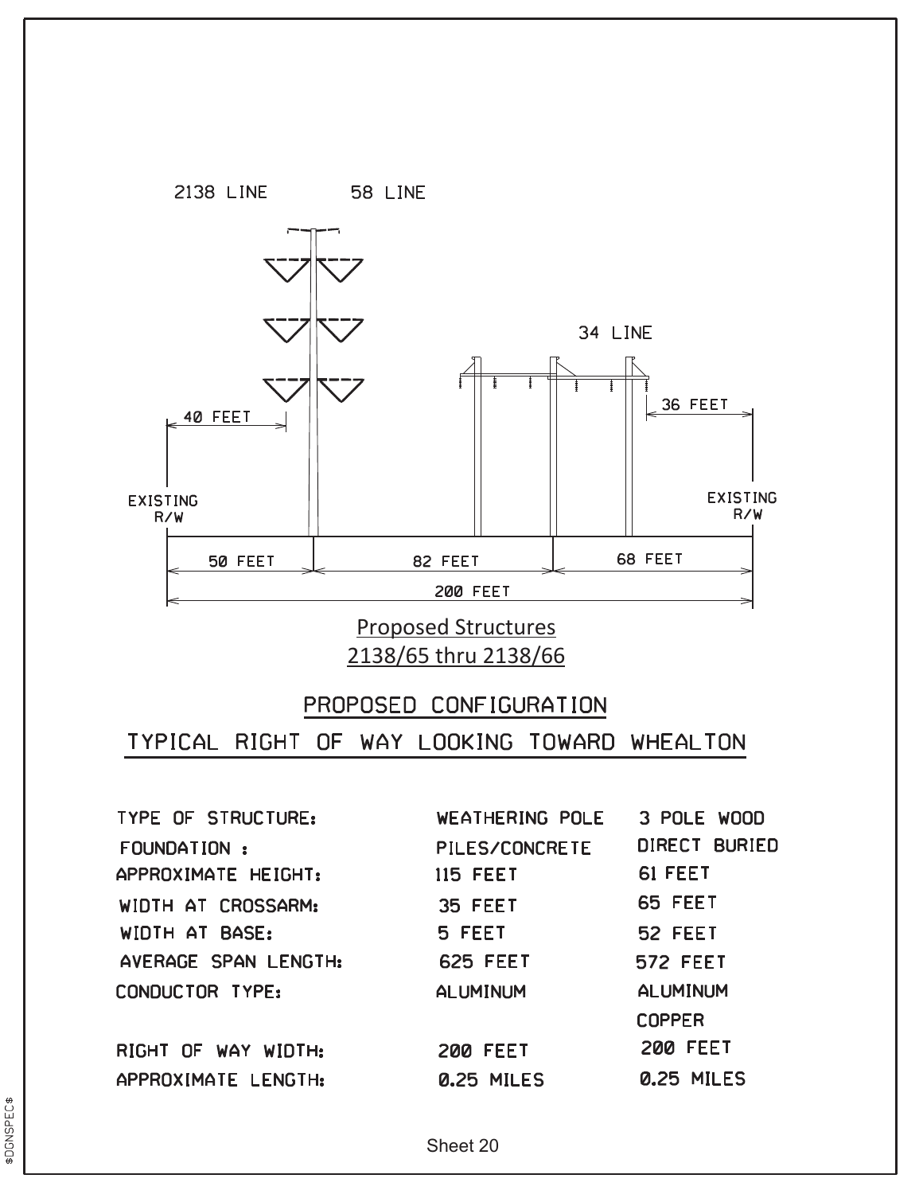2138 LINE 58 LINE

34 LINE

40 FEET

36 FEET

EXISTING R/W

EXISTING R/W

50 FEET 82 FEET 68 FEET

200 FEET

Proposed Structures
2138/65 thru 2138/66

## PROPOSED CONFIGURATION

## TYPICAL RIGHT OF WAY LOOKING TOWARD WHEALTON

| | | |
|---|---|---|
| TYPE OF STRUCTURE: | WEATHERING POLE | 3 POLE WOOD |
| FOUNDATION : | PILES/CONCRETE | DIRECT BURIED |
| APPROXIMATE HEIGHT: | 115 FEET | 61 FEET |
| WIDTH AT CROSSARM: | 35 FEET | 65 FEET |
| WIDTH AT BASE: | 5 FEET | 52 FEET |
| AVERAGE SPAN LENGTH: | 625 FEET | 572 FEET |
| CONDUCTOR TYPE: | ALUMINUM | ALUMINUM COPPER |
| RIGHT OF WAY WIDTH: | 200 FEET | 200 FEET |
| APPROXIMATE LENGTH: | 0.25 MILES | 0.25 MILES |

Sheet 20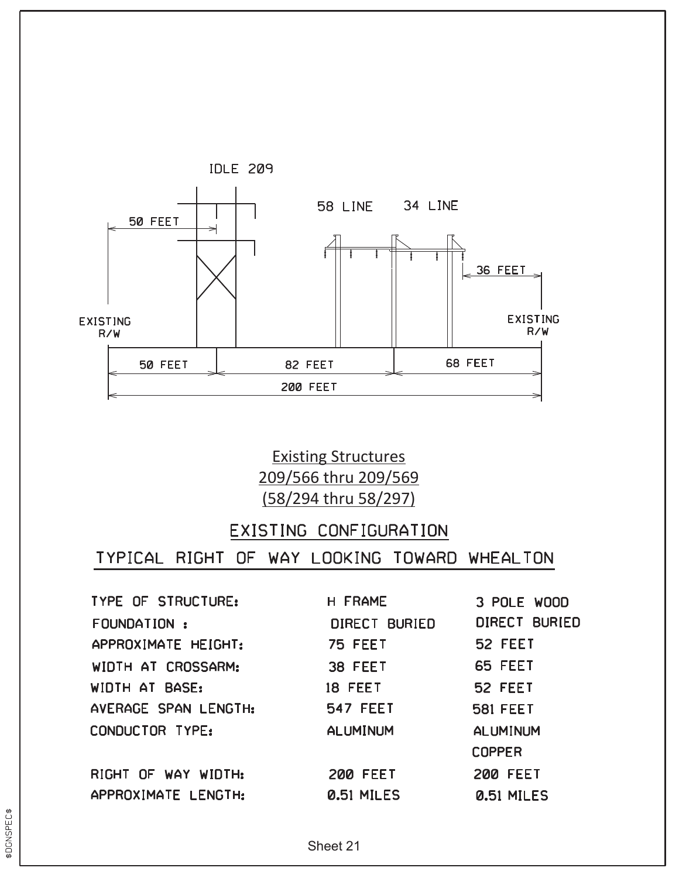IDLE 209

58 LINE 34 LINE

50 FEET

36 FEET

EXISTING R/W

EXISTING R/W

50 FEET 82 FEET 68 FEET

200 FEET

Existing Structures
209/566 thru 209/569
(58/294 thru 58/297)

## EXISTING CONFIGURATION

## TYPICAL RIGHT OF WAY LOOKING TOWARD WHEALTON

| | | |
|---|---|---|
| TYPE OF STRUCTURE: | H FRAME | 3 POLE WOOD |
| FOUNDATION : | DIRECT BURIED | DIRECT BURIED |
| APPROXIMATE HEIGHT: | 75 FEET | 52 FEET |
| WIDTH AT CROSSARM: | 38 FEET | 65 FEET |
| WIDTH AT BASE: | 18 FEET | 52 FEET |
| AVERAGE SPAN LENGTH: | 547 FEET | 581 FEET |
| CONDUCTOR TYPE: | ALUMINUM | ALUMINUM COPPER |
| RIGHT OF WAY WIDTH: | 200 FEET | 200 FEET |
| APPROXIMATE LENGTH: | 0.51 MILES | 0.51 MILES |

Sheet 21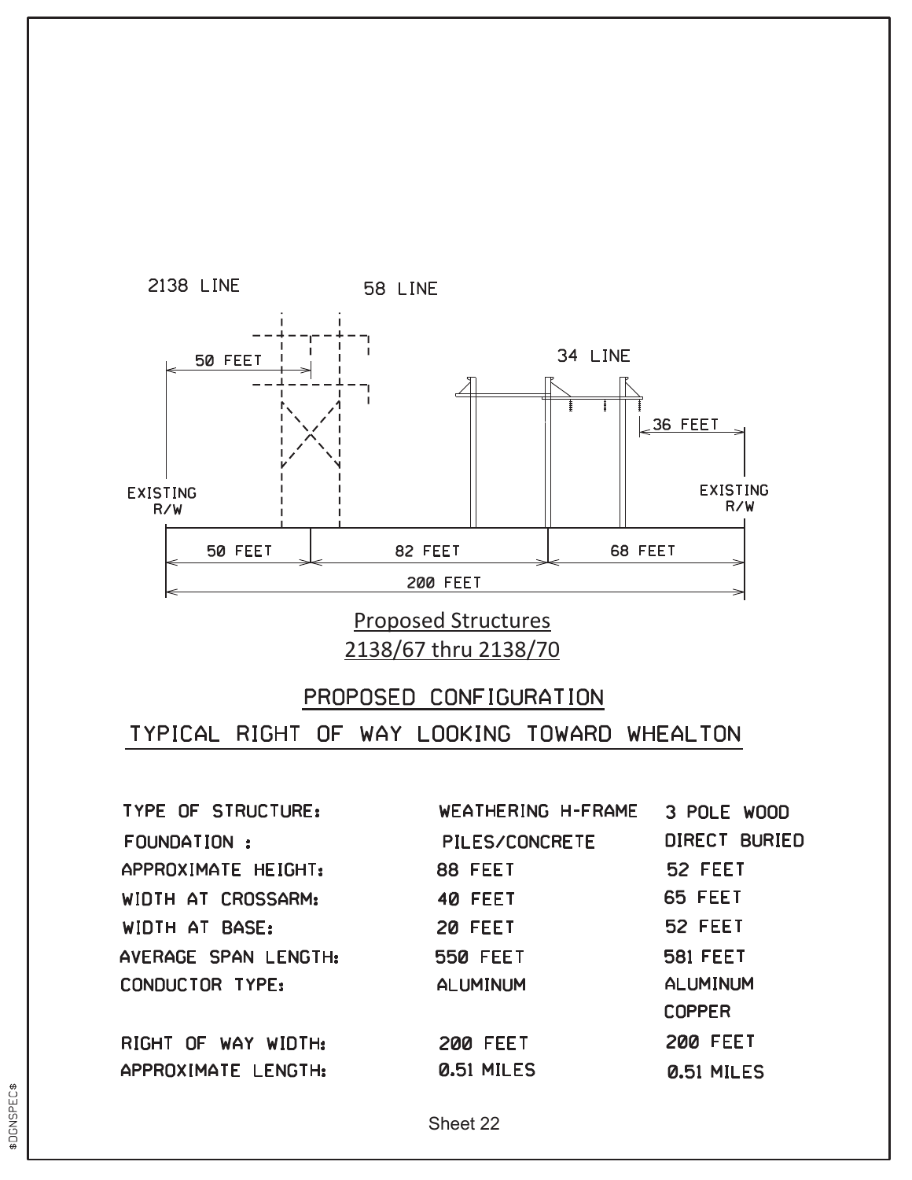2138 LINE

58 LINE

34 LINE

50 FEET

36 FEET

EXISTING R/W

EXISTING R/W

50 FEET | 82 FEET | 68 FEET

200 FEET

Proposed Structures
2138/67 thru 2138/70

## PROPOSED CONFIGURATION

## TYPICAL RIGHT OF WAY LOOKING TOWARD WHEALTON

| | | |
|---|---|---|
| TYPE OF STRUCTURE: | WEATHERING H-FRAME | 3 POLE WOOD |
| FOUNDATION : | PILES/CONCRETE | DIRECT BURIED |
| APPROXIMATE HEIGHT: | 88 FEET | 52 FEET |
| WIDTH AT CROSSARM: | 40 FEET | 65 FEET |
| WIDTH AT BASE: | 20 FEET | 52 FEET |
| AVERAGE SPAN LENGTH: | 550 FEET | 581 FEET |
| CONDUCTOR TYPE: | ALUMINUM | ALUMINUM COPPER |
| RIGHT OF WAY WIDTH: | 200 FEET | 200 FEET |
| APPROXIMATE LENGTH: | 0.51 MILES | 0.51 MILES |

Sheet 22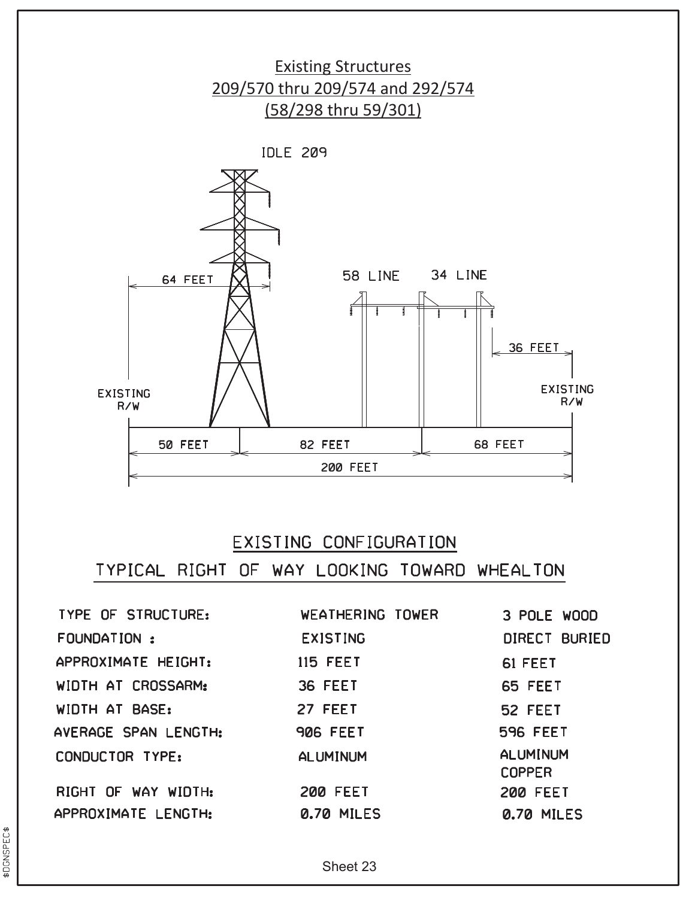# Existing Structures
## 209/570 thru 209/574 and 292/574
## (58/298 thru 59/301)

IDLE 209

64 FEET

58 LINE

34 LINE

36 FEET

EXISTING R/W

EXISTING R/W

50 FEET | 82 FEET | 68 FEET

200 FEET

## EXISTING CONFIGURATION

## TYPICAL RIGHT OF WAY LOOKING TOWARD WHEALTON

| | | |
|---|---|---|
| TYPE OF STRUCTURE: | WEATHERING TOWER | 3 POLE WOOD |
| FOUNDATION : | EXISTING | DIRECT BURIED |
| APPROXIMATE HEIGHT: | 115 FEET | 61 FEET |
| WIDTH AT CROSSARM: | 36 FEET | 65 FEET |
| WIDTH AT BASE: | 27 FEET | 52 FEET |
| AVERAGE SPAN LENGTH: | 906 FEET | 596 FEET |
| CONDUCTOR TYPE: | ALUMINUM | ALUMINUM COPPER |
| RIGHT OF WAY WIDTH: | 200 FEET | 200 FEET |
| APPROXIMATE LENGTH: | 0.70 MILES | 0.70 MILES |

Sheet 23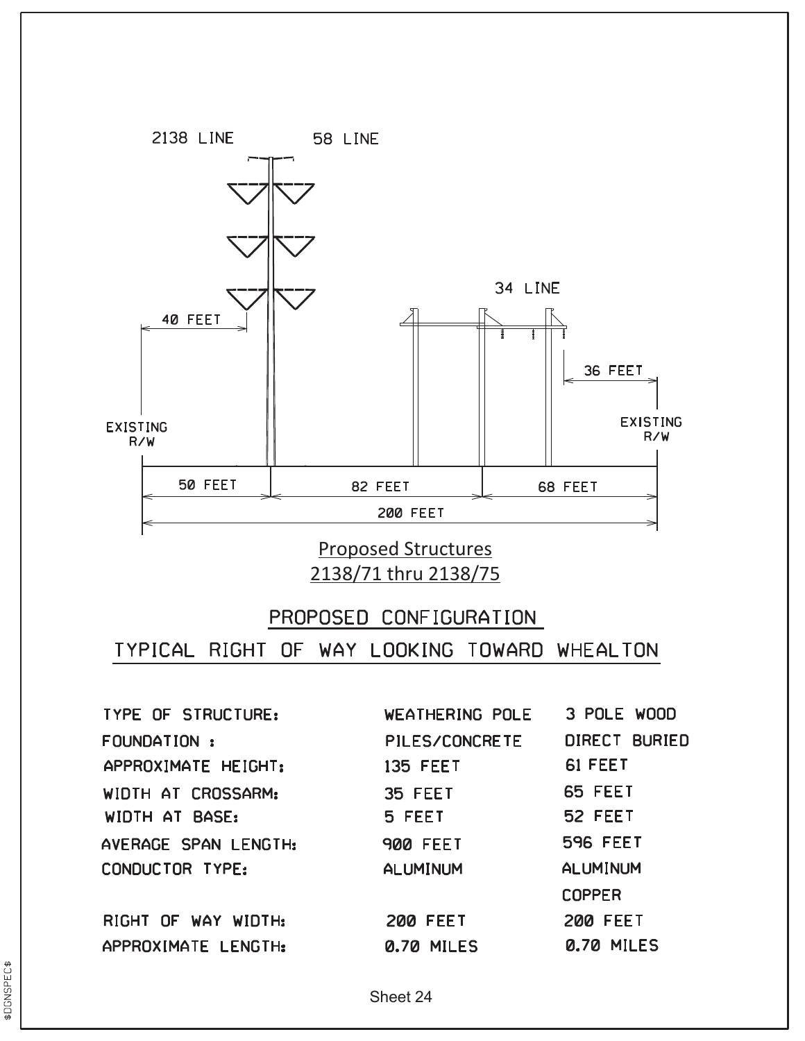2138 LINE

58 LINE

34 LINE

40 FEET

36 FEET

EXISTING R/W

EXISTING R/W

50 FEET | 82 FEET | 68 FEET

200 FEET

Proposed Structures
2138/71 thru 2138/75

## PROPOSED CONFIGURATION

## TYPICAL RIGHT OF WAY LOOKING TOWARD WHEALTON

| | | |
|---|---|---|
| TYPE OF STRUCTURE: | WEATHERING POLE | 3 POLE WOOD |
| FOUNDATION : | PILES/CONCRETE | DIRECT BURIED |
| APPROXIMATE HEIGHT: | 135 FEET | 61 FEET |
| WIDTH AT CROSSARM: | 35 FEET | 65 FEET |
| WIDTH AT BASE: | 5 FEET | 52 FEET |
| AVERAGE SPAN LENGTH: | 900 FEET | 596 FEET |
| CONDUCTOR TYPE: | ALUMINUM | ALUMINUM COPPER |
| RIGHT OF WAY WIDTH: | 200 FEET | 200 FEET |
| APPROXIMATE LENGTH: | 0.70 MILES | 0.70 MILES |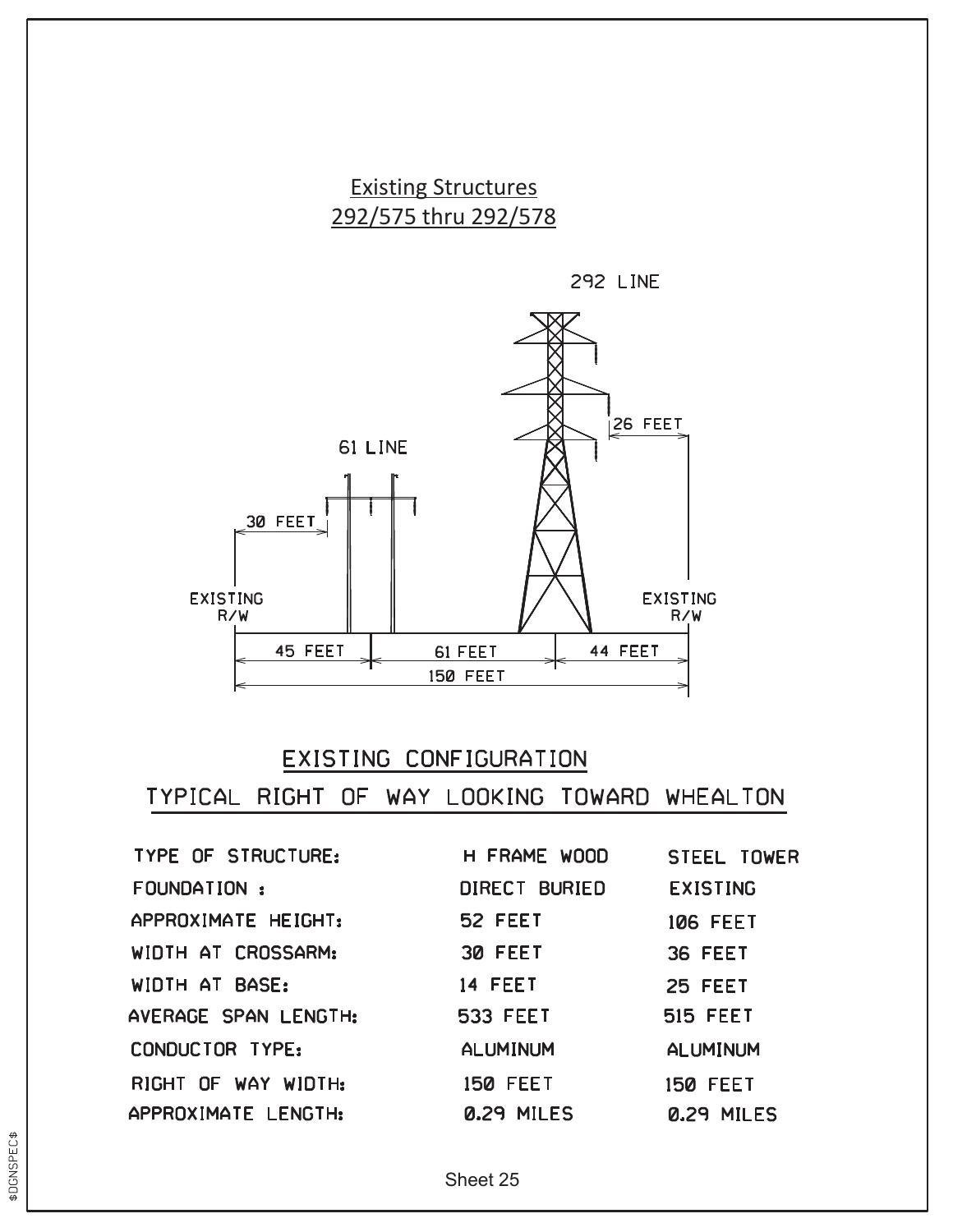Existing Structures
292/575 thru 292/578

292 LINE

61 LINE

30 FEET

26 FEET

EXISTING R/W

EXISTING R/W

45 FEET | 61 FEET | 44 FEET

150 FEET

EXISTING CONFIGURATION

TYPICAL RIGHT OF WAY LOOKING TOWARD WHEALTON

| | | |
|---|---|---|
| TYPE OF STRUCTURE: | H FRAME WOOD | STEEL TOWER |
| FOUNDATION : | DIRECT BURIED | EXISTING |
| APPROXIMATE HEIGHT: | 52 FEET | 106 FEET |
| WIDTH AT CROSSARM: | 30 FEET | 36 FEET |
| WIDTH AT BASE: | 14 FEET | 25 FEET |
| AVERAGE SPAN LENGTH: | 533 FEET | 515 FEET |
| CONDUCTOR TYPE: | ALUMINUM | ALUMINUM |
| RIGHT OF WAY WIDTH: | 150 FEET | 150 FEET |
| APPROXIMATE LENGTH: | 0.29 MILES | 0.29 MILES |

Sheet 25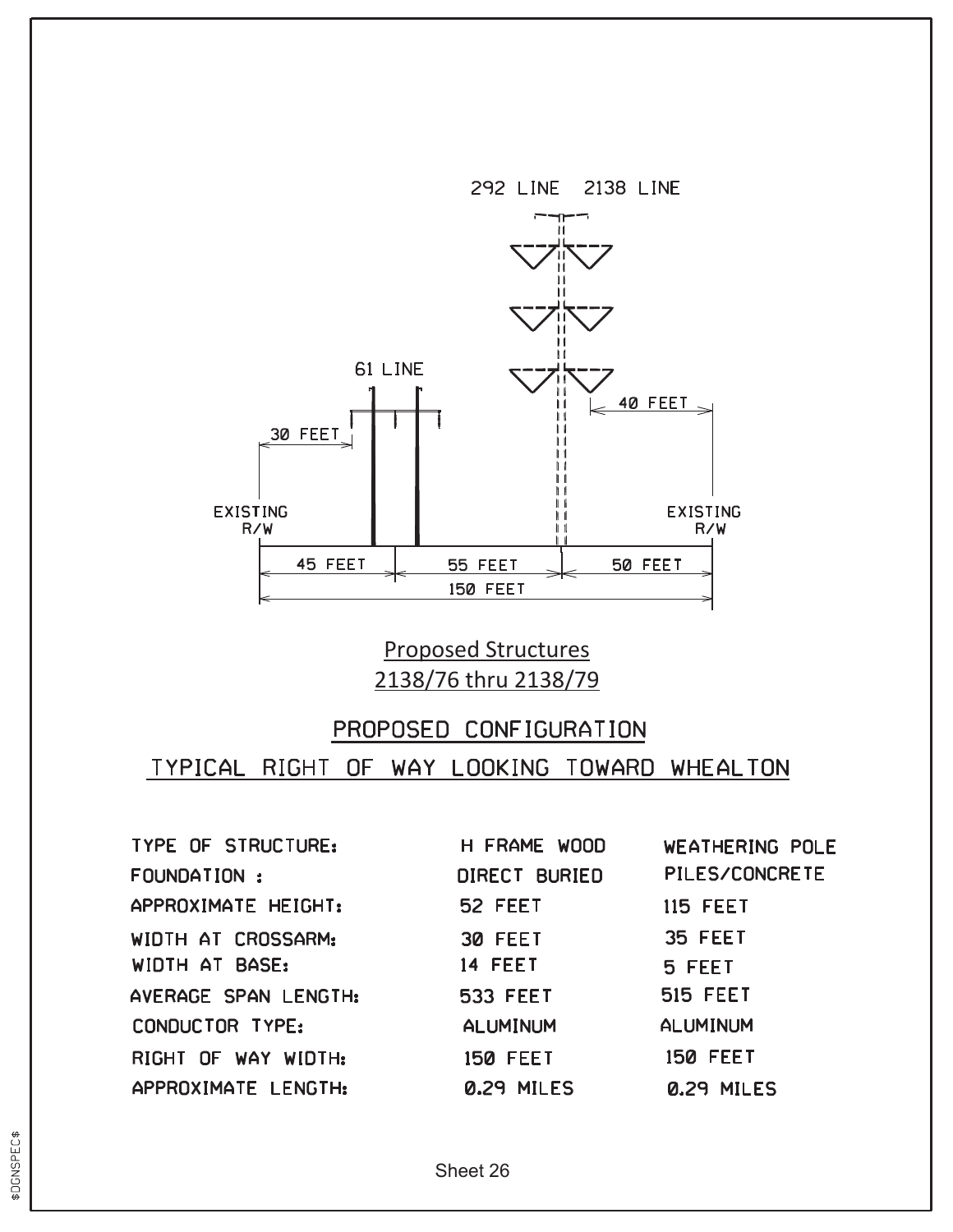292 LINE 2138 LINE

61 LINE

30 FEET

40 FEET

EXISTING R/W

EXISTING R/W

45 FEET | 55 FEET | 50 FEET

150 FEET

Proposed Structures
2138/76 thru 2138/79

## PROPOSED CONFIGURATION

## TYPICAL RIGHT OF WAY LOOKING TOWARD WHEALTON

| | | |
|---|---|---|
| TYPE OF STRUCTURE: | H FRAME WOOD | WEATHERING POLE |
| FOUNDATION : | DIRECT BURIED | PILES/CONCRETE |
| APPROXIMATE HEIGHT: | 52 FEET | 115 FEET |
| WIDTH AT CROSSARM: | 30 FEET | 35 FEET |
| WIDTH AT BASE: | 14 FEET | 5 FEET |
| AVERAGE SPAN LENGTH: | 533 FEET | 515 FEET |
| CONDUCTOR TYPE: | ALUMINUM | ALUMINUM |
| RIGHT OF WAY WIDTH: | 150 FEET | 150 FEET |
| APPROXIMATE LENGTH: | 0.29 MILES | 0.29 MILES |

Sheet 26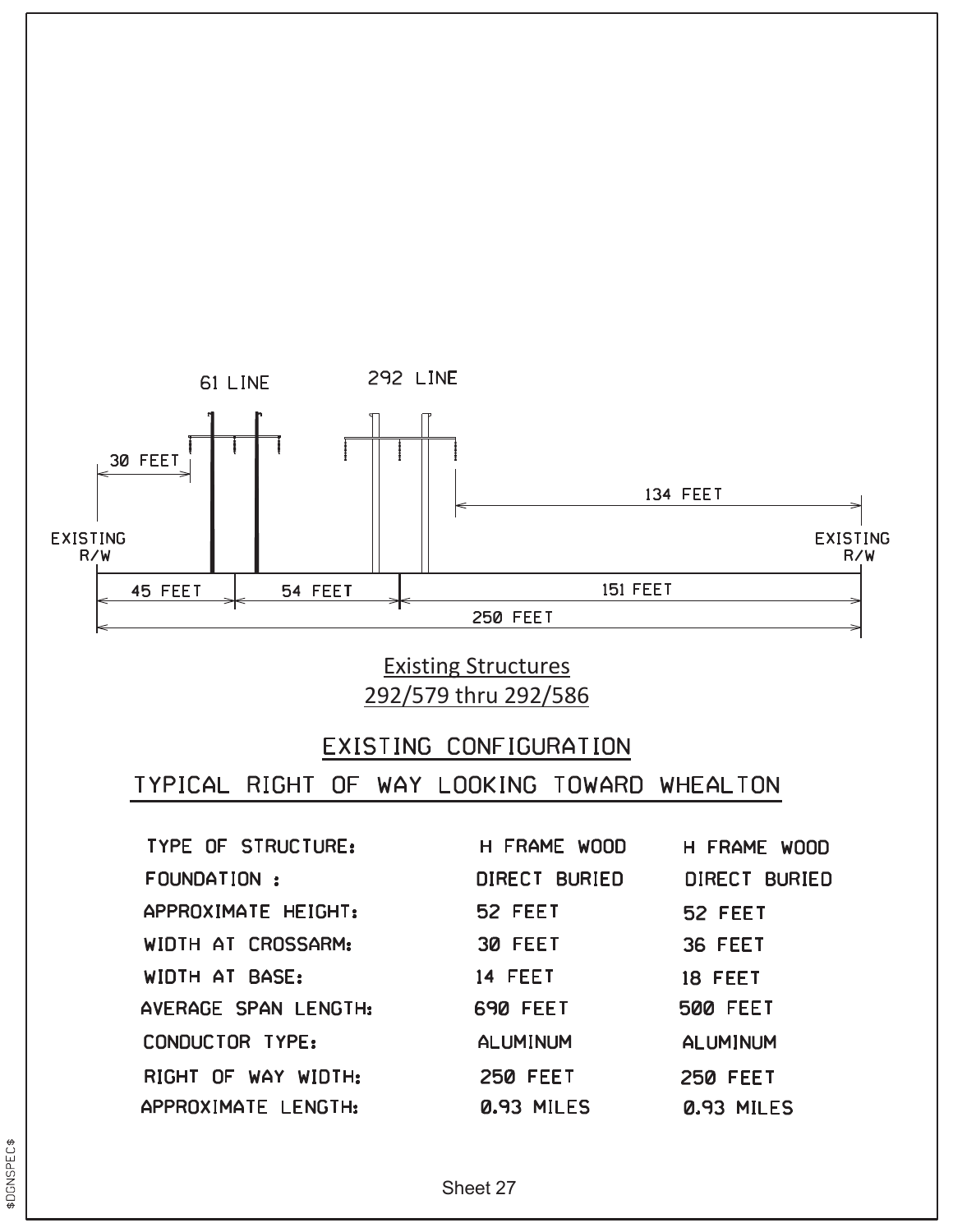61 LINE

292 LINE

30 FEET

134 FEET

EXISTING R/W

EXISTING R/W

45 FEET

54 FEET

151 FEET

250 FEET

Existing Structures
292/579 thru 292/586

## EXISTING CONFIGURATION

## TYPICAL RIGHT OF WAY LOOKING TOWARD WHEALTON

| | | |
|---|---|---|
| TYPE OF STRUCTURE: | H FRAME WOOD | H FRAME WOOD |
| FOUNDATION : | DIRECT BURIED | DIRECT BURIED |
| APPROXIMATE HEIGHT: | 52 FEET | 52 FEET |
| WIDTH AT CROSSARM: | 30 FEET | 36 FEET |
| WIDTH AT BASE: | 14 FEET | 18 FEET |
| AVERAGE SPAN LENGTH: | 690 FEET | 500 FEET |
| CONDUCTOR TYPE: | ALUMINUM | ALUMINUM |
| RIGHT OF WAY WIDTH: | 250 FEET | 250 FEET |
| APPROXIMATE LENGTH: | 0.93 MILES | 0.93 MILES |

Sheet 27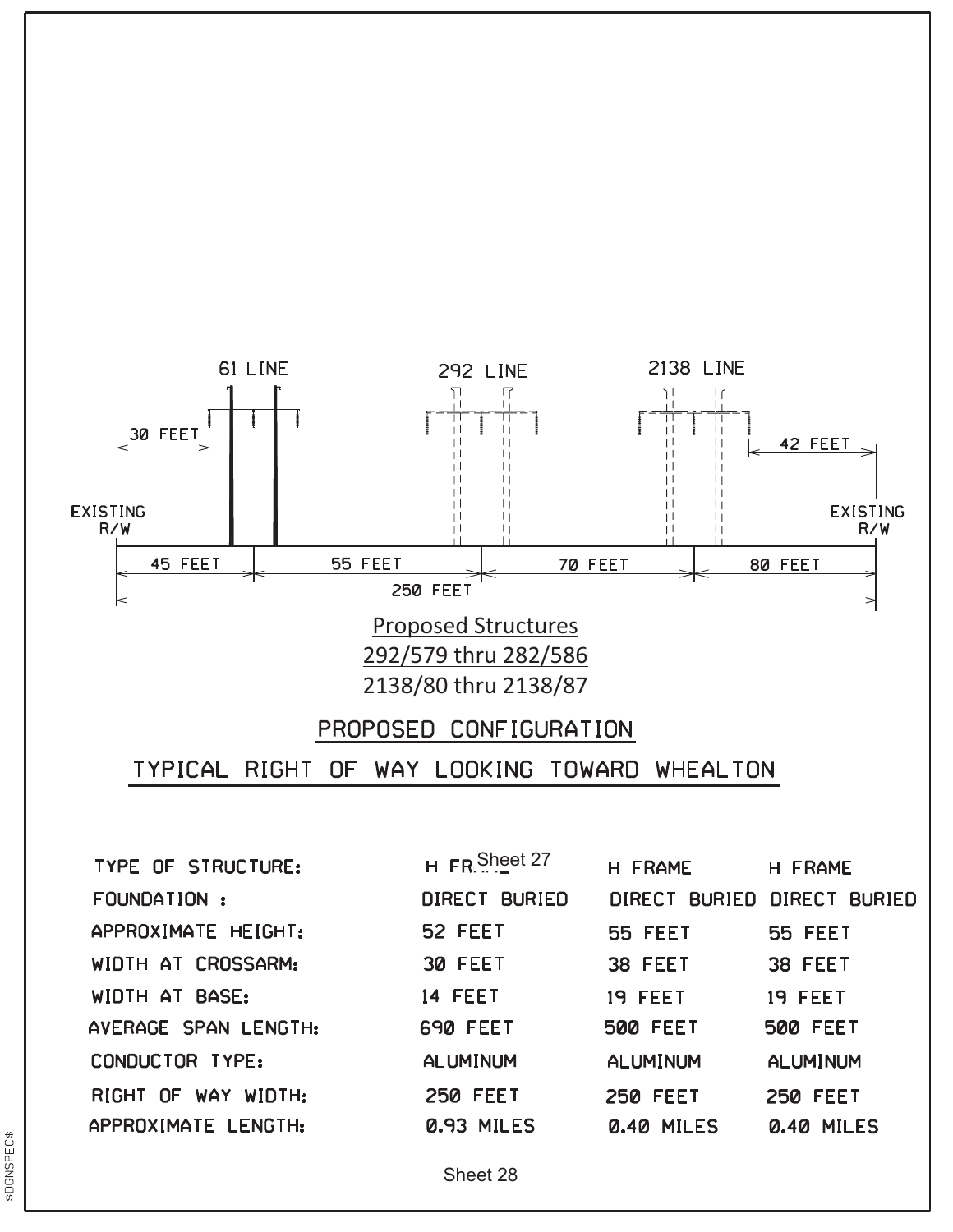61 LINE

292 LINE

2138 LINE

30 FEET

42 FEET

EXISTING R/W

EXISTING R/W

| 45 FEET | 55 FEET | 70 FEET | 80 FEET |
|---|---|---|---|

250 FEET

Proposed Structures
292/579 thru 282/586
2138/80 thru 2138/87

## PROPOSED CONFIGURATION

## TYPICAL RIGHT OF WAY LOOKING TOWARD WHEALTON

| | | | |
|---|---|---|---|
| TYPE OF STRUCTURE: | H FRAME | H FRAME | H FRAME |
| FOUNDATION : | DIRECT BURIED | DIRECT BURIED | DIRECT BURIED |
| APPROXIMATE HEIGHT: | 52 FEET | 55 FEET | 55 FEET |
| WIDTH AT CROSSARM: | 30 FEET | 38 FEET | 38 FEET |
| WIDTH AT BASE: | 14 FEET | 19 FEET | 19 FEET |
| AVERAGE SPAN LENGTH: | 690 FEET | 500 FEET | 500 FEET |
| CONDUCTOR TYPE: | ALUMINUM | ALUMINUM | ALUMINUM |
| RIGHT OF WAY WIDTH: | 250 FEET | 250 FEET | 250 FEET |
| APPROXIMATE LENGTH: | 0.93 MILES | 0.40 MILES | 0.40 MILES |

Sheet 27

Sheet 28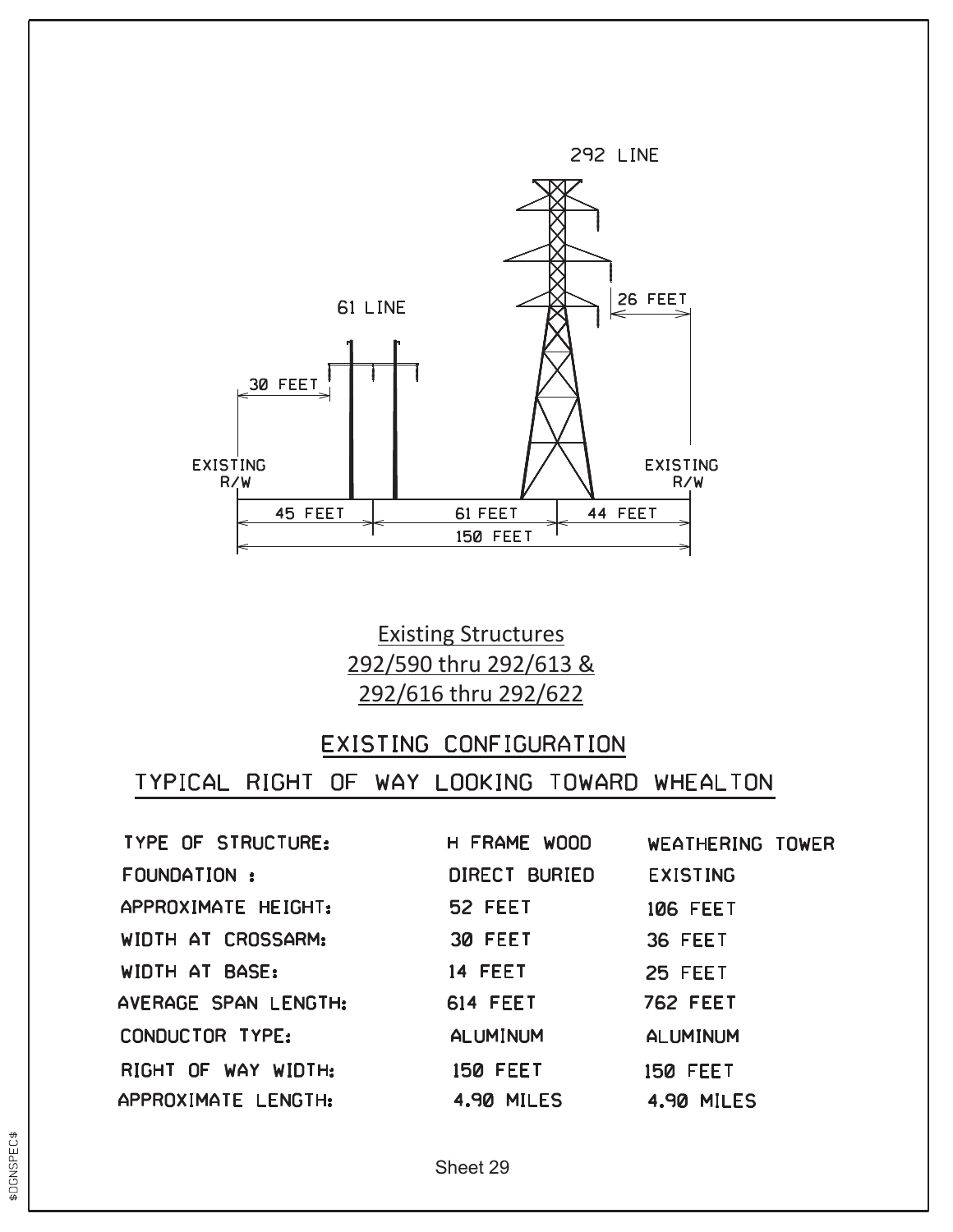292 LINE

61 LINE

26 FEET

30 FEET

EXISTING R/W

EXISTING R/W

45 FEET | 61 FEET | 44 FEET

150 FEET

Existing Structures
292/590 thru 292/613 &
292/616 thru 292/622

## EXISTING CONFIGURATION

## TYPICAL RIGHT OF WAY LOOKING TOWARD WHEALTON

| | | |
|---|---|---|
| TYPE OF STRUCTURE: | H FRAME WOOD | WEATHERING TOWER |
| FOUNDATION : | DIRECT BURIED | EXISTING |
| APPROXIMATE HEIGHT: | 52 FEET | 106 FEET |
| WIDTH AT CROSSARM: | 30 FEET | 36 FEET |
| WIDTH AT BASE: | 14 FEET | 25 FEET |
| AVERAGE SPAN LENGTH: | 614 FEET | 762 FEET |
| CONDUCTOR TYPE: | ALUMINUM | ALUMINUM |
| RIGHT OF WAY WIDTH: | 150 FEET | 150 FEET |
| APPROXIMATE LENGTH: | 4.90 MILES | 4.90 MILES |

Sheet 29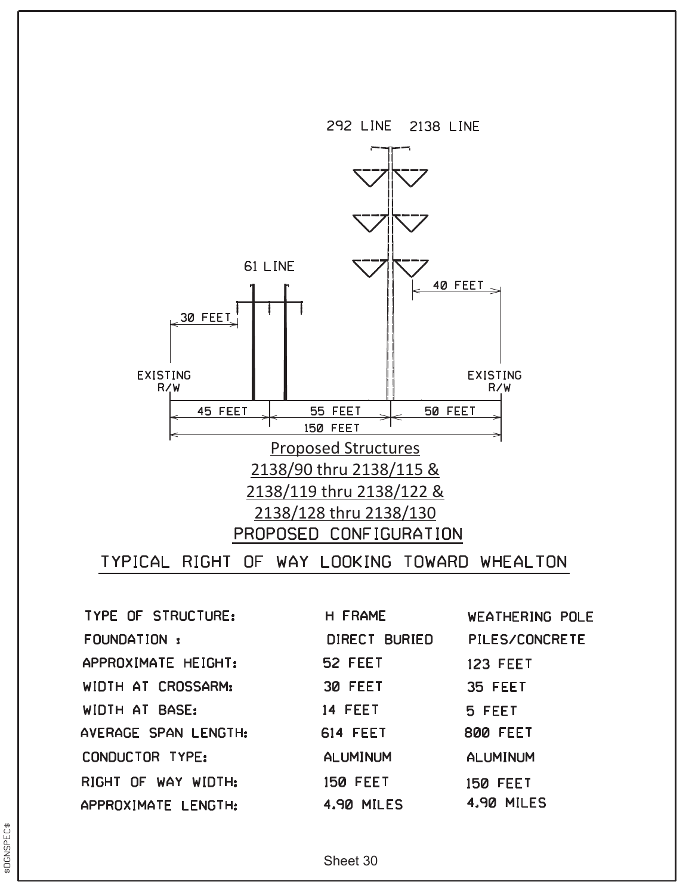292 LINE 2138 LINE

61 LINE

30 FEET

40 FEET

EXISTING R/W

EXISTING R/W

45 FEET | 55 FEET | 50 FEET

150 FEET

Proposed Structures
2138/90 thru 2138/115 &
2138/119 thru 2138/122 &
2138/128 thru 2138/130

## PROPOSED CONFIGURATION

## TYPICAL RIGHT OF WAY LOOKING TOWARD WHEALTON

| | | |
|---|---|---|
| TYPE OF STRUCTURE: | H FRAME | WEATHERING POLE |
| FOUNDATION : | DIRECT BURIED | PILES/CONCRETE |
| APPROXIMATE HEIGHT: | 52 FEET | 123 FEET |
| WIDTH AT CROSSARM: | 30 FEET | 35 FEET |
| WIDTH AT BASE: | 14 FEET | 5 FEET |
| AVERAGE SPAN LENGTH: | 614 FEET | 800 FEET |
| CONDUCTOR TYPE: | ALUMINUM | ALUMINUM |
| RIGHT OF WAY WIDTH: | 150 FEET | 150 FEET |
| APPROXIMATE LENGTH: | 4.90 MILES | 4.90 MILES |

Sheet 30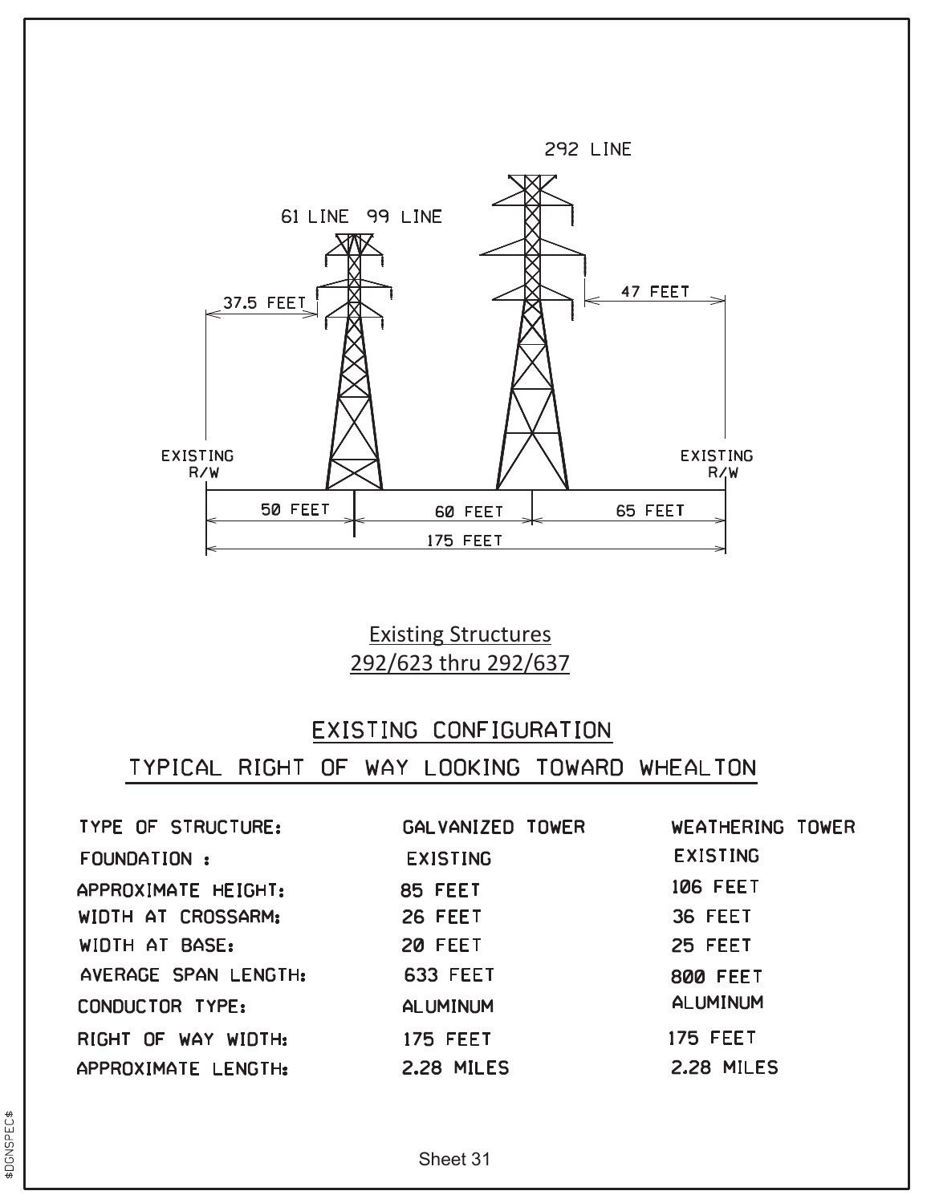292 LINE

61 LINE 99 LINE

37.5 FEET

47 FEET

EXISTING R/W

EXISTING R/W

50 FEET

60 FEET

65 FEET

175 FEET

Existing Structures
292/623 thru 292/637

## EXISTING CONFIGURATION

## TYPICAL RIGHT OF WAY LOOKING TOWARD WHEALTON

| TYPE OF STRUCTURE: | GALVANIZED TOWER | WEATHERING TOWER |
| --- | --- | --- |
| FOUNDATION : | EXISTING | EXISTING |
| APPROXIMATE HEIGHT: | 85 FEET | 106 FEET |
| WIDTH AT CROSSARM: | 26 FEET | 36 FEET |
| WIDTH AT BASE: | 20 FEET | 25 FEET |
| AVERAGE SPAN LENGTH: | 633 FEET | 800 FEET |
| CONDUCTOR TYPE: | ALUMINUM | ALUMINUM |
| RIGHT OF WAY WIDTH: | 175 FEET | 175 FEET |
| APPROXIMATE LENGTH: | 2.28 MILES | 2.28 MILES |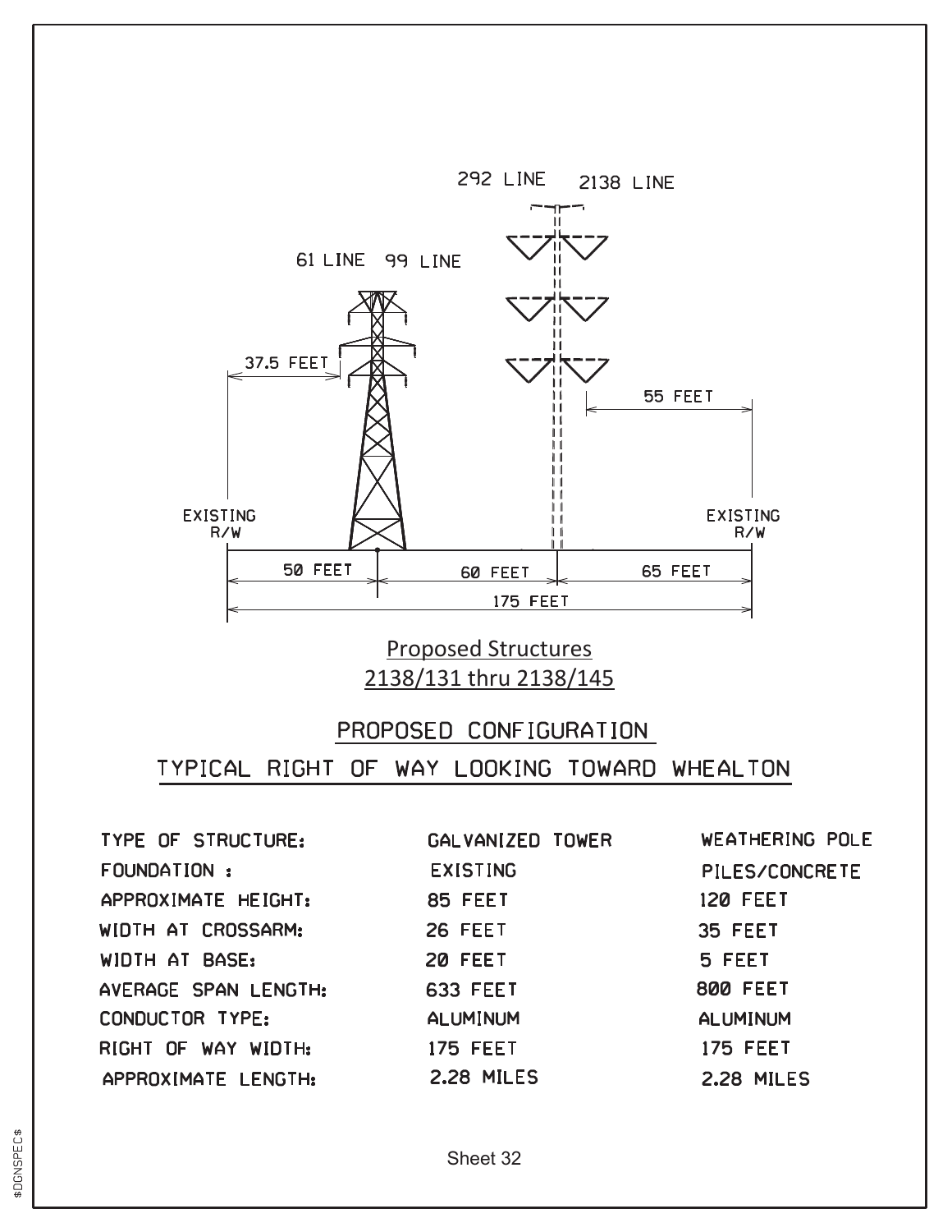292 LINE 2138 LINE

61 LINE 99 LINE

37.5 FEET

55 FEET

EXISTING R/W

EXISTING R/W

50 FEET 60 FEET 65 FEET

175 FEET

Proposed Structures
2138/131 thru 2138/145

## PROPOSED CONFIGURATION

## TYPICAL RIGHT OF WAY LOOKING TOWARD WHEALTON

| | | |
|---|---|---|
| TYPE OF STRUCTURE: | GALVANIZED TOWER | WEATHERING POLE |
| FOUNDATION : | EXISTING | PILES/CONCRETE |
| APPROXIMATE HEIGHT: | 85 FEET | 120 FEET |
| WIDTH AT CROSSARM: | 26 FEET | 35 FEET |
| WIDTH AT BASE: | 20 FEET | 5 FEET |
| AVERAGE SPAN LENGTH: | 633 FEET | 800 FEET |
| CONDUCTOR TYPE: | ALUMINUM | ALUMINUM |
| RIGHT OF WAY WIDTH: | 175 FEET | 175 FEET |
| APPROXIMATE LENGTH: | 2.28 MILES | 2.28 MILES |

Sheet 32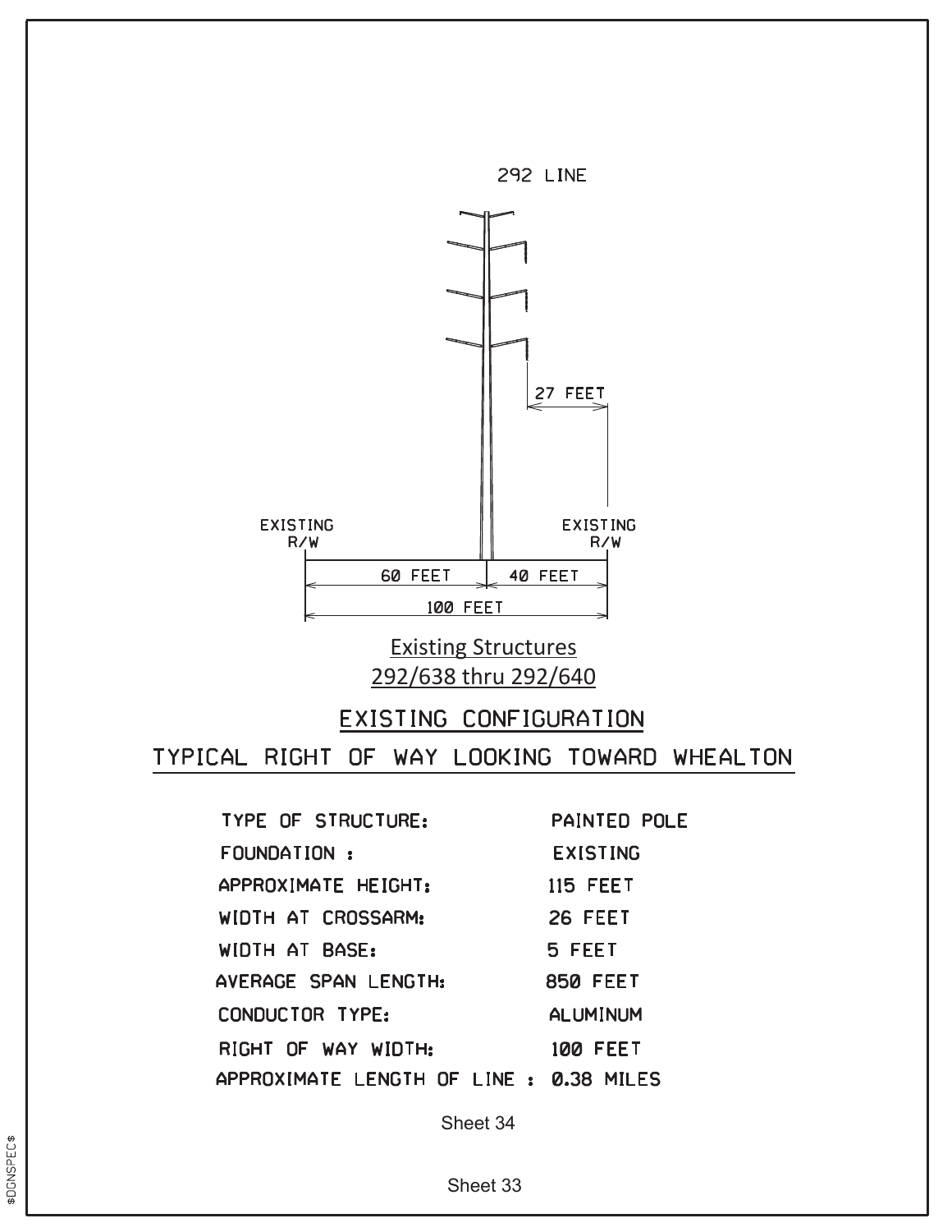292 LINE

27 FEET

EXISTING R/W

EXISTING R/W

60 FEET

40 FEET

100 FEET

Existing Structures
292/638 thru 292/640

## EXISTING CONFIGURATION

## TYPICAL RIGHT OF WAY LOOKING TOWARD WHEALTON

| | |
|---|---|
| TYPE OF STRUCTURE: | PAINTED POLE |
| FOUNDATION : | EXISTING |
| APPROXIMATE HEIGHT: | 115 FEET |
| WIDTH AT CROSSARM: | 26 FEET |
| WIDTH AT BASE: | 5 FEET |
| AVERAGE SPAN LENGTH: | 850 FEET |
| CONDUCTOR TYPE: | ALUMINUM |
| RIGHT OF WAY WIDTH: | 100 FEET |
| APPROXIMATE LENGTH OF LINE : | 0.38 MILES |

Sheet 34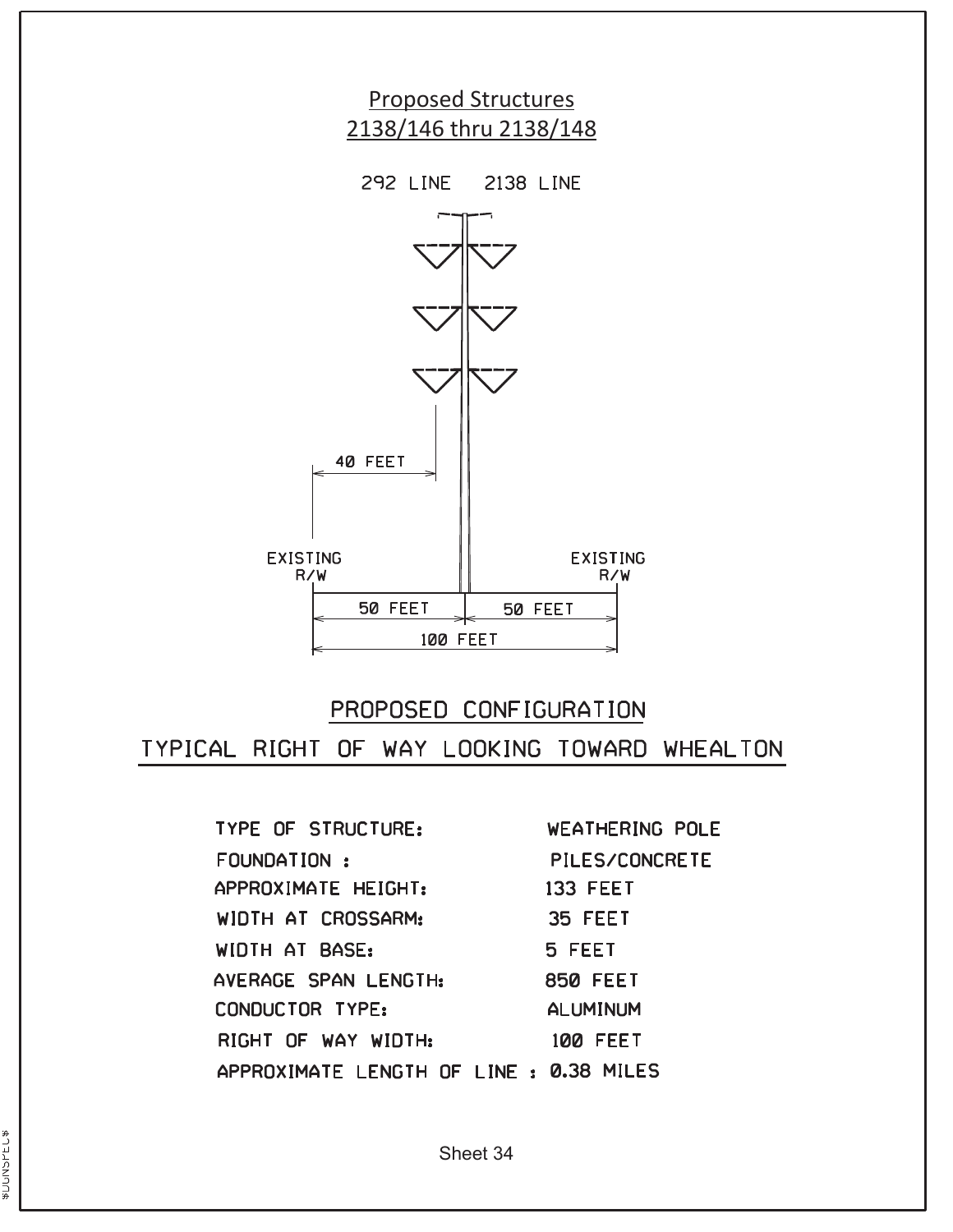Proposed Structures
2138/146 thru 2138/148

292 LINE    2138 LINE

40 FEET

EXISTING R/W

EXISTING R/W

50 FEET    50 FEET

100 FEET

## PROPOSED CONFIGURATION

## TYPICAL RIGHT OF WAY LOOKING TOWARD WHEALTON

| | |
|---|---|
| TYPE OF STRUCTURE: | WEATHERING POLE |
| FOUNDATION : | PILES/CONCRETE |
| APPROXIMATE HEIGHT: | 133 FEET |
| WIDTH AT CROSSARM: | 35 FEET |
| WIDTH AT BASE: | 5 FEET |
| AVERAGE SPAN LENGTH: | 850 FEET |
| CONDUCTOR TYPE: | ALUMINUM |
| RIGHT OF WAY WIDTH: | 100 FEET |
| APPROXIMATE LENGTH OF LINE : | 0.38 MILES |

Sheet 34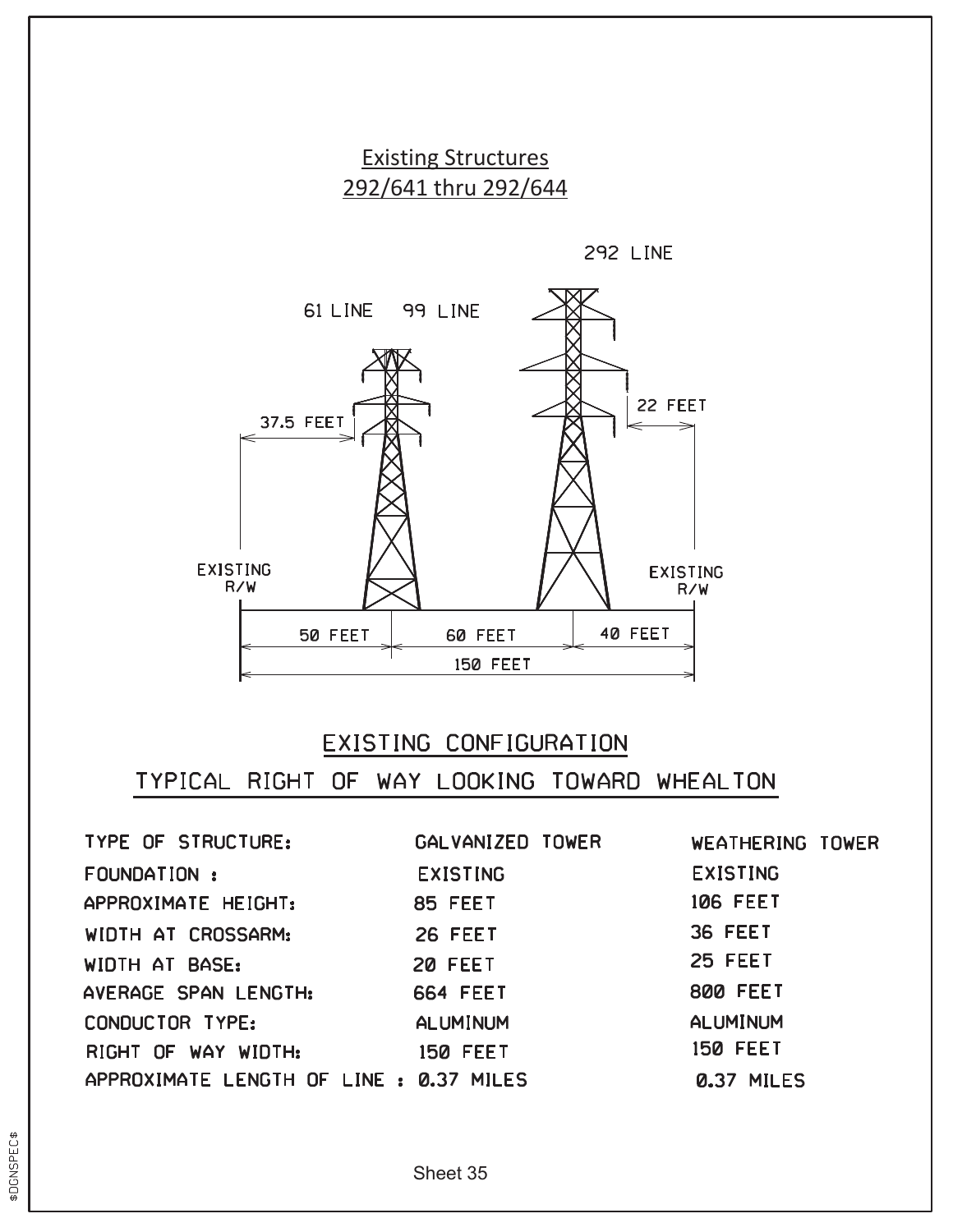## Existing Structures
## 292/641 thru 292/644

292 LINE

61 LINE 99 LINE

37.5 FEET

22 FEET

EXISTING R/W

EXISTING R/W

50 FEET | 60 FEET | 40 FEET

150 FEET

## EXISTING CONFIGURATION

## TYPICAL RIGHT OF WAY LOOKING TOWARD WHEALTON

| | | |
|---|---|---|
| TYPE OF STRUCTURE: | GALVANIZED TOWER | WEATHERING TOWER |
| FOUNDATION : | EXISTING | EXISTING |
| APPROXIMATE HEIGHT: | 85 FEET | 106 FEET |
| WIDTH AT CROSSARM: | 26 FEET | 36 FEET |
| WIDTH AT BASE: | 20 FEET | 25 FEET |
| AVERAGE SPAN LENGTH: | 664 FEET | 800 FEET |
| CONDUCTOR TYPE: | ALUMINUM | ALUMINUM |
| RIGHT OF WAY WIDTH: | 150 FEET | 150 FEET |
| APPROXIMATE LENGTH OF LINE : | 0.37 MILES | 0.37 MILES |

Sheet 35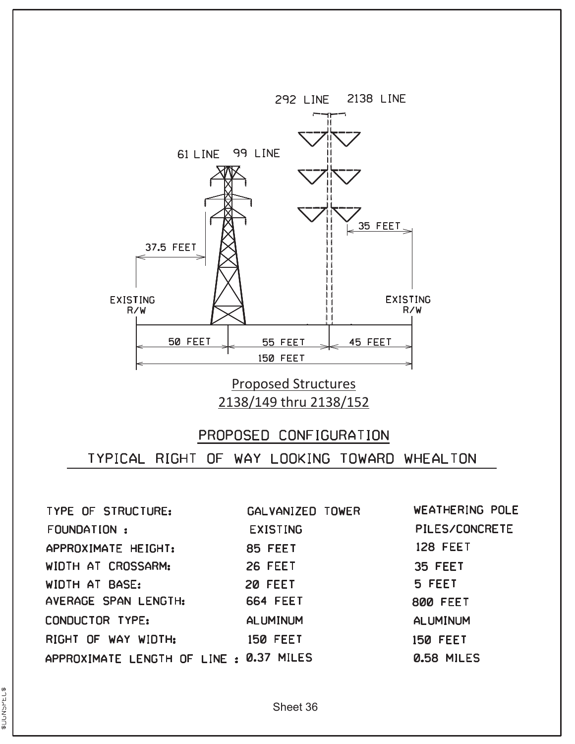292 LINE 2138 LINE

61 LINE 99 LINE

37.5 FEET

35 FEET

EXISTING R/W

EXISTING R/W

50 FEET 55 FEET 45 FEET

150 FEET

Proposed Structures
2138/149 thru 2138/152

## PROPOSED CONFIGURATION

## TYPICAL RIGHT OF WAY LOOKING TOWARD WHEALTON

| | | |
|---|---|---|
| TYPE OF STRUCTURE: | GALVANIZED TOWER | WEATHERING POLE |
| FOUNDATION : | EXISTING | PILES/CONCRETE |
| APPROXIMATE HEIGHT: | 85 FEET | 128 FEET |
| WIDTH AT CROSSARM: | 26 FEET | 35 FEET |
| WIDTH AT BASE: | 20 FEET | 5 FEET |
| AVERAGE SPAN LENGTH: | 664 FEET | 800 FEET |
| CONDUCTOR TYPE: | ALUMINUM | ALUMINUM |
| RIGHT OF WAY WIDTH: | 150 FEET | 150 FEET |
| APPROXIMATE LENGTH OF LINE : | 0.37 MILES | 0.58 MILES |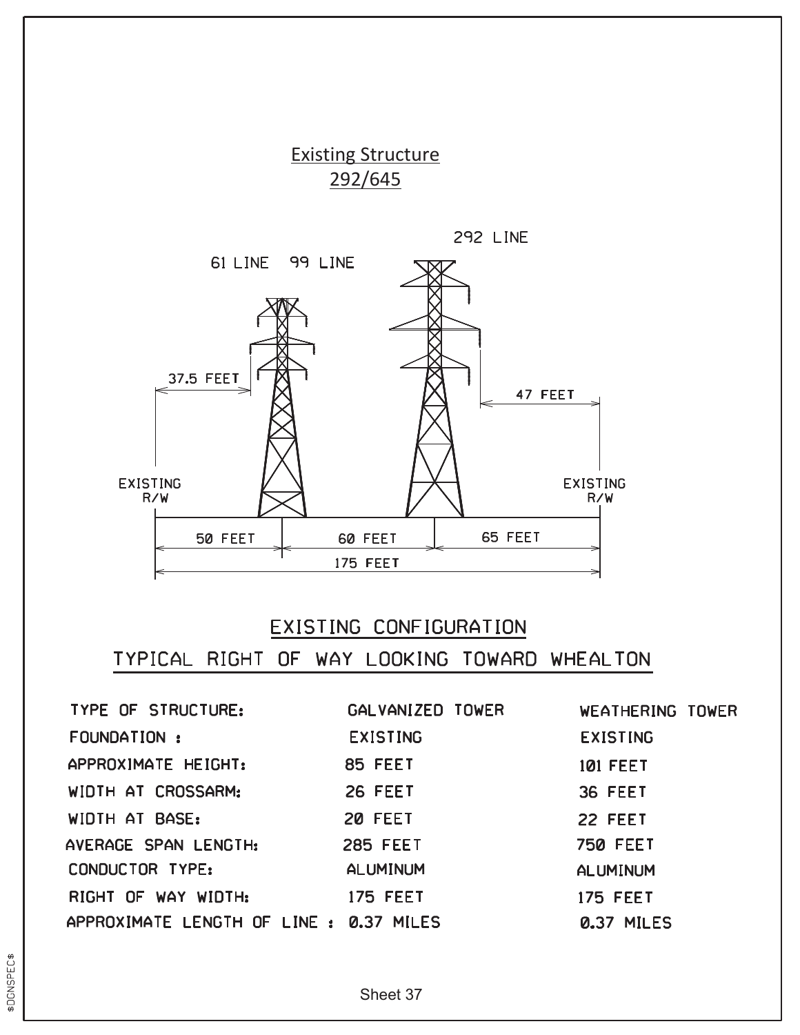## Existing Structure 292/645

61 LINE 99 LINE

292 LINE

37.5 FEET

47 FEET

EXISTING R/W

EXISTING R/W

50 FEET | 60 FEET | 65 FEET

175 FEET

## EXISTING CONFIGURATION

## TYPICAL RIGHT OF WAY LOOKING TOWARD WHEALTON

| | | |
|---|---|---|
| TYPE OF STRUCTURE: | GALVANIZED TOWER | WEATHERING TOWER |
| FOUNDATION : | EXISTING | EXISTING |
| APPROXIMATE HEIGHT: | 85 FEET | 101 FEET |
| WIDTH AT CROSSARM: | 26 FEET | 36 FEET |
| WIDTH AT BASE: | 20 FEET | 22 FEET |
| AVERAGE SPAN LENGTH: | 285 FEET | 750 FEET |
| CONDUCTOR TYPE: | ALUMINUM | ALUMINUM |
| RIGHT OF WAY WIDTH: | 175 FEET | 175 FEET |
| APPROXIMATE LENGTH OF LINE : | 0.37 MILES | 0.37 MILES |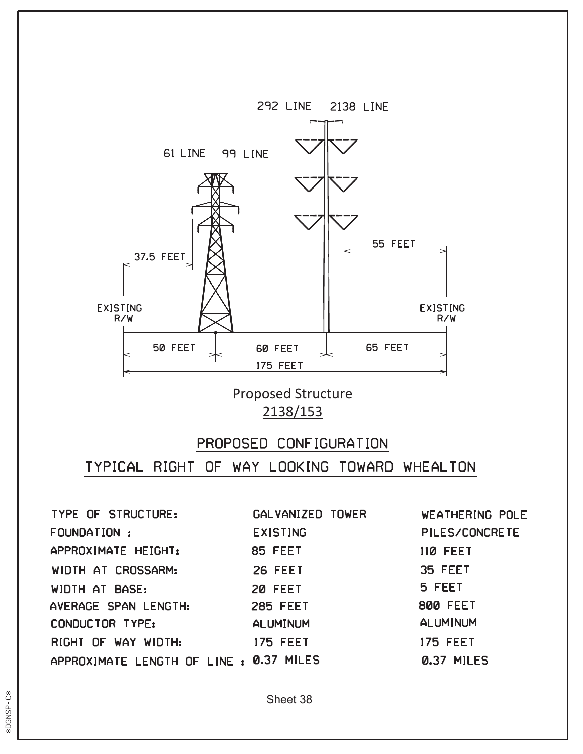292 LINE 2138 LINE

61 LINE 99 LINE

37.5 FEET

55 FEET

EXISTING R/W

EXISTING R/W

50 FEET

60 FEET

65 FEET

175 FEET

Proposed Structure
2138/153

## PROPOSED CONFIGURATION

## TYPICAL RIGHT OF WAY LOOKING TOWARD WHEALTON

| | | |
|---|---|---|
| TYPE OF STRUCTURE: | GALVANIZED TOWER | WEATHERING POLE |
| FOUNDATION : | EXISTING | PILES/CONCRETE |
| APPROXIMATE HEIGHT: | 85 FEET | 110 FEET |
| WIDTH AT CROSSARM: | 26 FEET | 35 FEET |
| WIDTH AT BASE: | 20 FEET | 5 FEET |
| AVERAGE SPAN LENGTH: | 285 FEET | 800 FEET |
| CONDUCTOR TYPE: | ALUMINUM | ALUMINUM |
| RIGHT OF WAY WIDTH: | 175 FEET | 175 FEET |
| APPROXIMATE LENGTH OF LINE : | 0.37 MILES | 0.37 MILES |